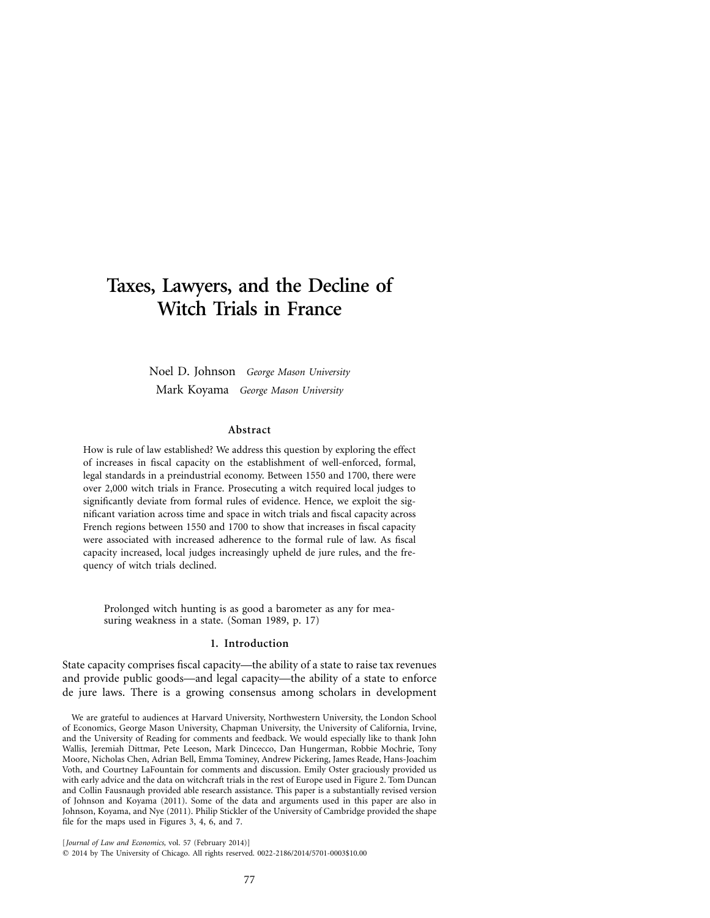# Taxes, Lawyers, and the Decline of Witch Trials in France

Noel D. Johnson *George Mason University*

Mark Koyama *George Mason University*

### Abstract

How is rule of law established? We address this question by exploring the effect of increases in fiscal capacity on the establishment of well-enforced, formal, legal standards in a preindustrial economy. Between 1550 and 1700, there were over 2,000 witch trials in France. Prosecuting a witch required local judges to significantly deviate from formal rules of evidence. Hence, we exploit the significant variation across time and space in witch trials and fiscal capacity across French regions between 1550 and 1700 to show that increases in fiscal capacity were associated with increased adherence to the formal rule of law. As fiscal capacity increased, local judges increasingly upheld de jure rules, and the frequency of witch trials declined.

> Prolonged witch hunting is as good a barometer as any for measuring weakness in a state. (Soman 1989, p. 17)

## 1. Introduction

State capacity comprises fiscal capacity—the ability of a state to raise tax revenues and provide public goods—and legal capacity—the ability of a state to enforce de jure laws. There is a growing consensus among scholars in development

We are grateful to audiences at Harvard University, Northwestern University, the London School of Economics, George Mason University, Chapman University, the University of California, Irvine, and the University of Reading for comments and feedback. We would especially like to thank John Wallis, Jeremiah Dittmar, Pete Leeson, Mark Dincecco, Dan Hungerman, Robbie Mochrie, Tony Moore, Nicholas Chen, Adrian Bell, Emma Tominey, Andrew Pickering, James Reade, Hans-Joachim Voth, and Courtney LaFountain for comments and discussion. Emily Oster graciously provided us with early advice and the data on witchcraft trials in the rest of Europe used in Figure 2. Tom Duncan and Collin Fausnaugh provided able research assistance. This paper is a substantially revised version of Johnson and Koyama (2011). Some of the data and arguments used in this paper are also in Johnson, Koyama, and Nye (2011). Philip Stickler of the University of Cambridge provided the shape file for the maps used in Figures 3, 4, 6, and 7.

[*Journal of Law and Economics,* vol. 57 (February 2014)]
© 2014 by The University of Chicago. All rights reserved. 0022-2186/2014/5701-0003$10.00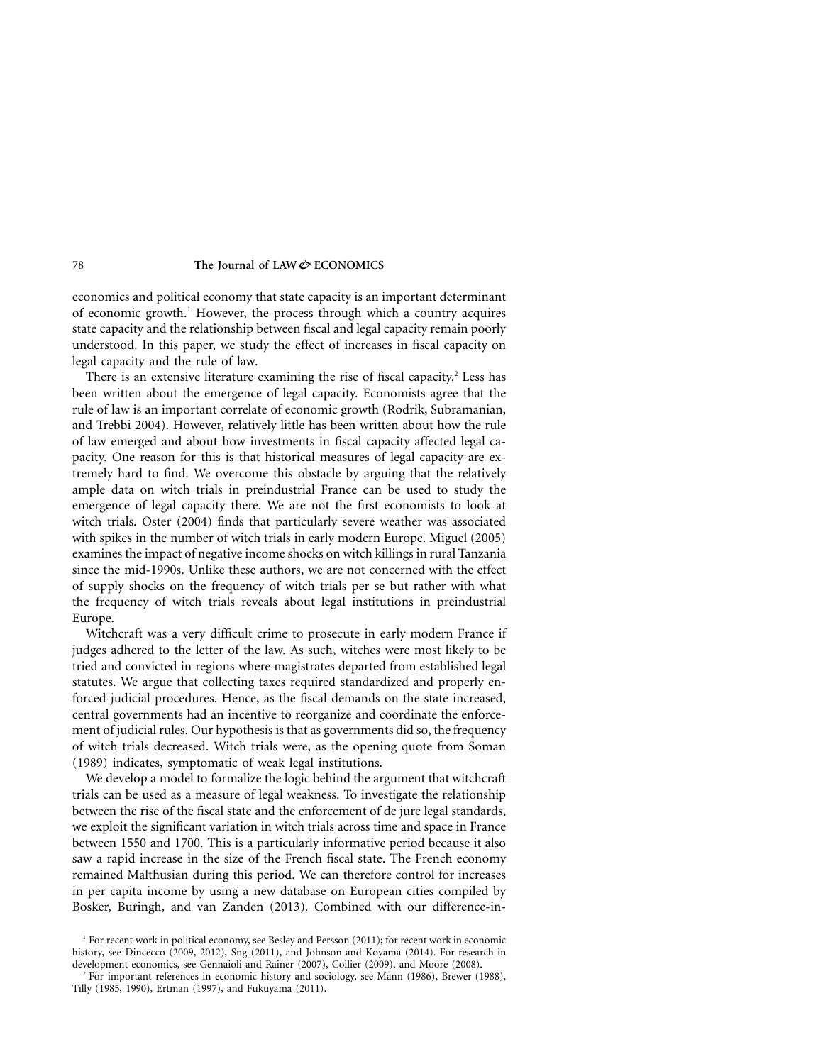economics and political economy that state capacity is an important determinant of economic growth.[1] However, the process through which a country acquires state capacity and the relationship between fiscal and legal capacity remain poorly understood. In this paper, we study the effect of increases in fiscal capacity on legal capacity and the rule of law.

There is an extensive literature examining the rise of fiscal capacity.[2] Less has been written about the emergence of legal capacity. Economists agree that the rule of law is an important correlate of economic growth (Rodrik, Subramanian, and Trebbi 2004). However, relatively little has been written about how the rule of law emerged and about how investments in fiscal capacity affected legal capacity. One reason for this is that historical measures of legal capacity are extremely hard to find. We overcome this obstacle by arguing that the relatively ample data on witch trials in preindustrial France can be used to study the emergence of legal capacity there. We are not the first economists to look at witch trials. Oster (2004) finds that particularly severe weather was associated with spikes in the number of witch trials in early modern Europe. Miguel (2005) examines the impact of negative income shocks on witch killings in rural Tanzania since the mid-1990s. Unlike these authors, we are not concerned with the effect of supply shocks on the frequency of witch trials per se but rather with what the frequency of witch trials reveals about legal institutions in preindustrial Europe.

Witchcraft was a very difficult crime to prosecute in early modern France if judges adhered to the letter of the law. As such, witches were most likely to be tried and convicted in regions where magistrates departed from established legal statutes. We argue that collecting taxes required standardized and properly enforced judicial procedures. Hence, as the fiscal demands on the state increased, central governments had an incentive to reorganize and coordinate the enforcement of judicial rules. Our hypothesis is that as governments did so, the frequency of witch trials decreased. Witch trials were, as the opening quote from Soman (1989) indicates, symptomatic of weak legal institutions.

We develop a model to formalize the logic behind the argument that witchcraft trials can be used as a measure of legal weakness. To investigate the relationship between the rise of the fiscal state and the enforcement of de jure legal standards, we exploit the significant variation in witch trials across time and space in France between 1550 and 1700. This is a particularly informative period because it also saw a rapid increase in the size of the French fiscal state. The French economy remained Malthusian during this period. We can therefore control for increases in per capita income by using a new database on European cities compiled by Bosker, Buringh, and van Zanden (2013). Combined with our difference-in-

[1] For recent work in political economy, see Besley and Persson (2011); for recent work in economic history, see Dincecco (2009, 2012), Sng (2011), and Johnson and Koyama (2014). For research in development economics, see Gennaioli and Rainer (2007), Collier (2009), and Moore (2008).

[2] For important references in economic history and sociology, see Mann (1986), Brewer (1988), Tilly (1985, 1990), Ertman (1997), and Fukuyama (2011).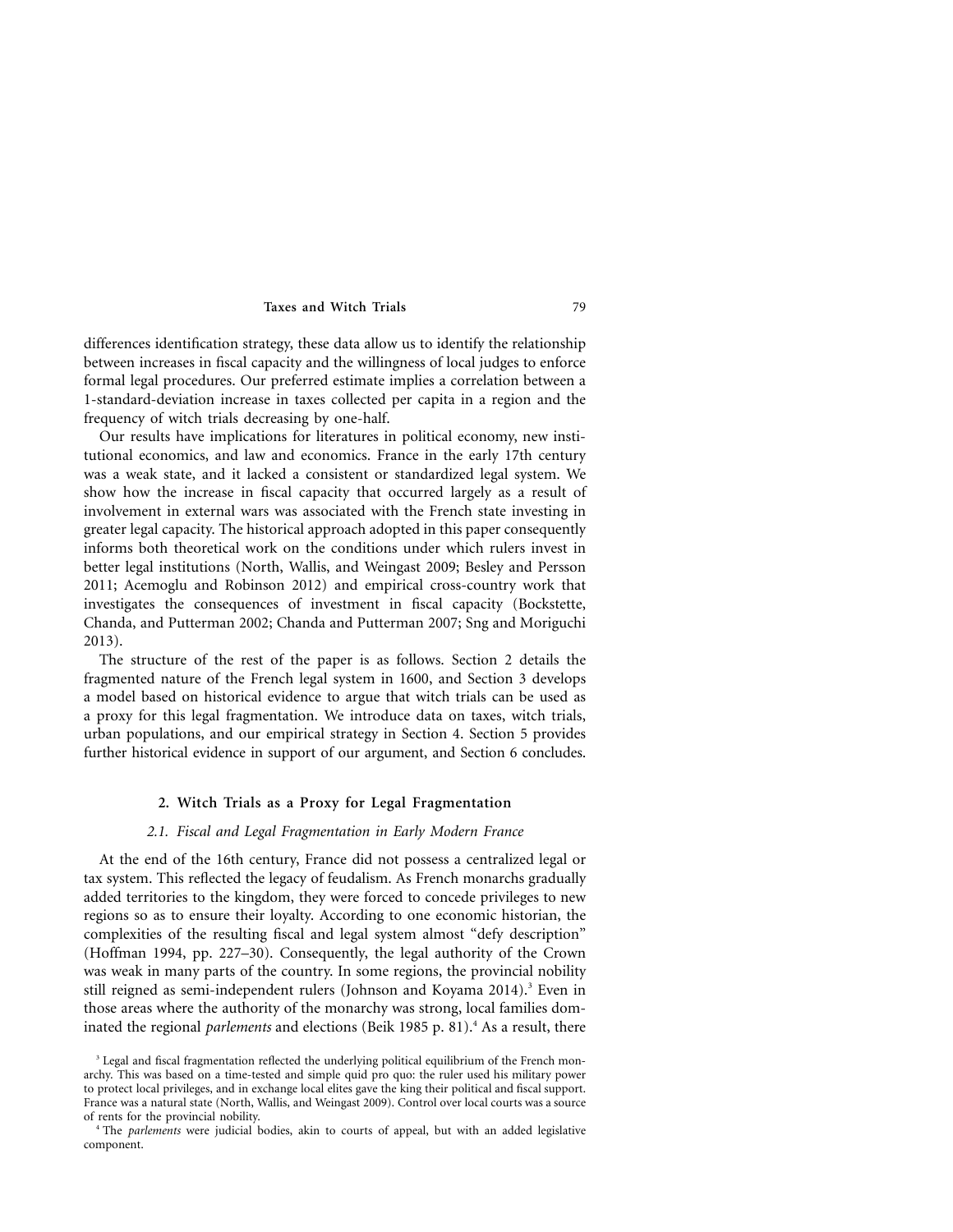differences identification strategy, these data allow us to identify the relationship between increases in fiscal capacity and the willingness of local judges to enforce formal legal procedures. Our preferred estimate implies a correlation between a 1-standard-deviation increase in taxes collected per capita in a region and the frequency of witch trials decreasing by one-half.

Our results have implications for literatures in political economy, new institutional economics, and law and economics. France in the early 17th century was a weak state, and it lacked a consistent or standardized legal system. We show how the increase in fiscal capacity that occurred largely as a result of involvement in external wars was associated with the French state investing in greater legal capacity. The historical approach adopted in this paper consequently informs both theoretical work on the conditions under which rulers invest in better legal institutions (North, Wallis, and Weingast 2009; Besley and Persson 2011; Acemoglu and Robinson 2012) and empirical cross-country work that investigates the consequences of investment in fiscal capacity (Bockstette, Chanda, and Putterman 2002; Chanda and Putterman 2007; Sng and Moriguchi 2013).

The structure of the rest of the paper is as follows. Section 2 details the fragmented nature of the French legal system in 1600, and Section 3 develops a model based on historical evidence to argue that witch trials can be used as a proxy for this legal fragmentation. We introduce data on taxes, witch trials, urban populations, and our empirical strategy in Section 4. Section 5 provides further historical evidence in support of our argument, and Section 6 concludes.

## 2. Witch Trials as a Proxy for Legal Fragmentation

### *2.1. Fiscal and Legal Fragmentation in Early Modern France*

At the end of the 16th century, France did not possess a centralized legal or tax system. This reflected the legacy of feudalism. As French monarchs gradually added territories to the kingdom, they were forced to concede privileges to new regions so as to ensure their loyalty. According to one economic historian, the complexities of the resulting fiscal and legal system almost "defy description" (Hoffman 1994, pp. 227–30). Consequently, the legal authority of the Crown was weak in many parts of the country. In some regions, the provincial nobility still reigned as semi-independent rulers (Johnson and Koyama 2014).[3] Even in those areas where the authority of the monarchy was strong, local families dominated the regional *parlements* and elections (Beik 1985 p. 81).[4] As a result, there

[3] Legal and fiscal fragmentation reflected the underlying political equilibrium of the French monarchy. This was based on a time-tested and simple quid pro quo: the ruler used his military power to protect local privileges, and in exchange local elites gave the king their political and fiscal support. France was a natural state (North, Wallis, and Weingast 2009). Control over local courts was a source of rents for the provincial nobility.

[4] The *parlements* were judicial bodies, akin to courts of appeal, but with an added legislative component.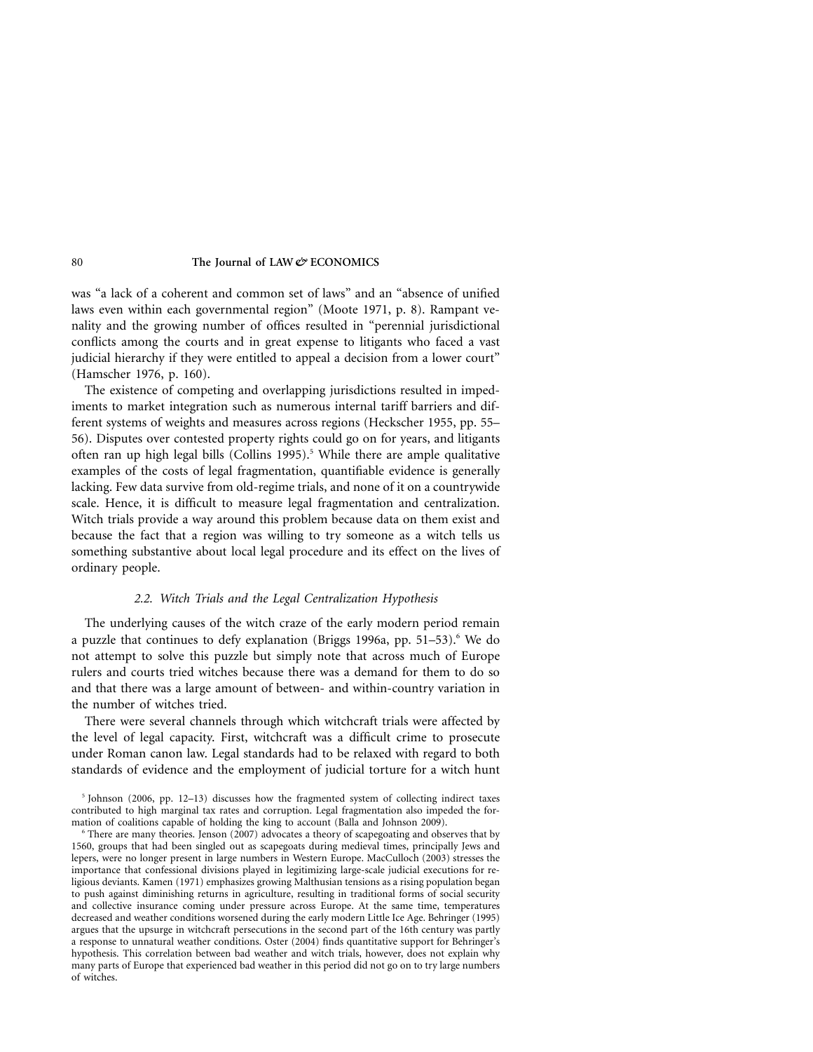was "a lack of a coherent and common set of laws" and an "absence of unified laws even within each governmental region" (Moote 1971, p. 8). Rampant venality and the growing number of offices resulted in "perennial jurisdictional conflicts among the courts and in great expense to litigants who faced a vast judicial hierarchy if they were entitled to appeal a decision from a lower court" (Hamscher 1976, p. 160).

The existence of competing and overlapping jurisdictions resulted in impediments to market integration such as numerous internal tariff barriers and different systems of weights and measures across regions (Heckscher 1955, pp. 55–56). Disputes over contested property rights could go on for years, and litigants often ran up high legal bills (Collins 1995).[5] While there are ample qualitative examples of the costs of legal fragmentation, quantifiable evidence is generally lacking. Few data survive from old-regime trials, and none of it on a countrywide scale. Hence, it is difficult to measure legal fragmentation and centralization. Witch trials provide a way around this problem because data on them exist and because the fact that a region was willing to try someone as a witch tells us something substantive about local legal procedure and its effect on the lives of ordinary people.

### 2.2. *Witch Trials and the Legal Centralization Hypothesis*

The underlying causes of the witch craze of the early modern period remain a puzzle that continues to defy explanation (Briggs 1996a, pp. 51–53).[6] We do not attempt to solve this puzzle but simply note that across much of Europe rulers and courts tried witches because there was a demand for them to do so and that there was a large amount of between- and within-country variation in the number of witches tried.

There were several channels through which witchcraft trials were affected by the level of legal capacity. First, witchcraft was a difficult crime to prosecute under Roman canon law. Legal standards had to be relaxed with regard to both standards of evidence and the employment of judicial torture for a witch hunt

---

[5] Johnson (2006, pp. 12–13) discusses how the fragmented system of collecting indirect taxes contributed to high marginal tax rates and corruption. Legal fragmentation also impeded the formation of coalitions capable of holding the king to account (Balla and Johnson 2009).

[6] There are many theories. Jenson (2007) advocates a theory of scapegoating and observes that by 1560, groups that had been singled out as scapegoats during medieval times, principally Jews and lepers, were no longer present in large numbers in Western Europe. MacCulloch (2003) stresses the importance that confessional divisions played in legitimizing large-scale judicial executions for religious deviants. Kamen (1971) emphasizes growing Malthusian tensions as a rising population began to push against diminishing returns in agriculture, resulting in traditional forms of social security and collective insurance coming under pressure across Europe. At the same time, temperatures decreased and weather conditions worsened during the early modern Little Ice Age. Behringer (1995) argues that the upsurge in witchcraft persecutions in the second part of the 16th century was partly a response to unnatural weather conditions. Oster (2004) finds quantitative support for Behringer's hypothesis. This correlation between bad weather and witch trials, however, does not explain why many parts of Europe that experienced bad weather in this period did not go on to try large numbers of witches.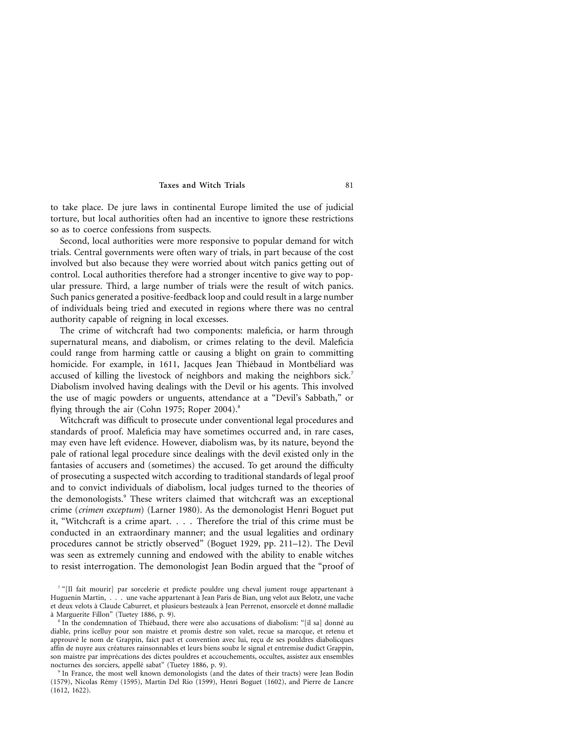to take place. De jure laws in continental Europe limited the use of judicial torture, but local authorities often had an incentive to ignore these restrictions so as to coerce confessions from suspects.

Second, local authorities were more responsive to popular demand for witch trials. Central governments were often wary of trials, in part because of the cost involved but also because they were worried about witch panics getting out of control. Local authorities therefore had a stronger incentive to give way to popular pressure. Third, a large number of trials were the result of witch panics. Such panics generated a positive-feedback loop and could result in a large number of individuals being tried and executed in regions where there was no central authority capable of reigning in local excesses.

The crime of witchcraft had two components: maleficia, or harm through supernatural means, and diabolism, or crimes relating to the devil. Maleficia could range from harming cattle or causing a blight on grain to committing homicide. For example, in 1611, Jacques Jean Thiébaud in Montbéliard was accused of killing the livestock of neighbors and making the neighbors sick.[7] Diabolism involved having dealings with the Devil or his agents. This involved the use of magic powders or unguents, attendance at a "Devil's Sabbath," or flying through the air (Cohn 1975; Roper 2004).[8]

Witchcraft was difficult to prosecute under conventional legal procedures and standards of proof. Maleficia may have sometimes occurred and, in rare cases, may even have left evidence. However, diabolism was, by its nature, beyond the pale of rational legal procedure since dealings with the devil existed only in the fantasies of accusers and (sometimes) the accused. To get around the difficulty of prosecuting a suspected witch according to traditional standards of legal proof and to convict individuals of diabolism, local judges turned to the theories of the demonologists.[9] These writers claimed that witchcraft was an exceptional crime (*crimen exceptum*) (Larner 1980). As the demonologist Henri Boguet put it, "Witchcraft is a crime apart. . . . Therefore the trial of this crime must be conducted in an extraordinary manner; and the usual legalities and ordinary procedures cannot be strictly observed" (Boguet 1929, pp. 211–12). The Devil was seen as extremely cunning and endowed with the ability to enable witches to resist interrogation. The demonologist Jean Bodin argued that the "proof of

[7] "[Il fait mourir] par sorcelerie et predicte pouldre ung cheval jument rouge appartenant à Huguenin Martin, . . . une vache appartenant à Jean Paris de Bian, ung velot aux Belotz, une vache et deux velots à Claude Caburret, et plusieurs besteaulx à Jean Perrenot, ensorcelé et donné malladie à Marguerite Fillon" (Tuetey 1886, p. 9).

[8] In the condemnation of Thiébaud, there were also accusations of diabolism: "[il sa] donné au diable, prins icelluy pour son maistre et promis destre son valet, recue sa marcque, et retenu et approuvé le nom de Grappin, faict pact et convention avec lui, reçu de ses pouldres diabolicques affin de nuyre aux créatures rainsonnables et leurs biens soubz le signal et entremise dudict Grappin, son maistre par imprécations des dictes pouldres et accouchements, occultes, assistez aux ensembles nocturnes des sorciers, appellé sabat" (Tuetey 1886, p. 9).

[9] In France, the most well known demonologists (and the dates of their tracts) were Jean Bodin (1579), Nicolas Rémy (1595), Martin Del Rio (1599), Henri Boguet (1602), and Pierre de Lancre (1612, 1622).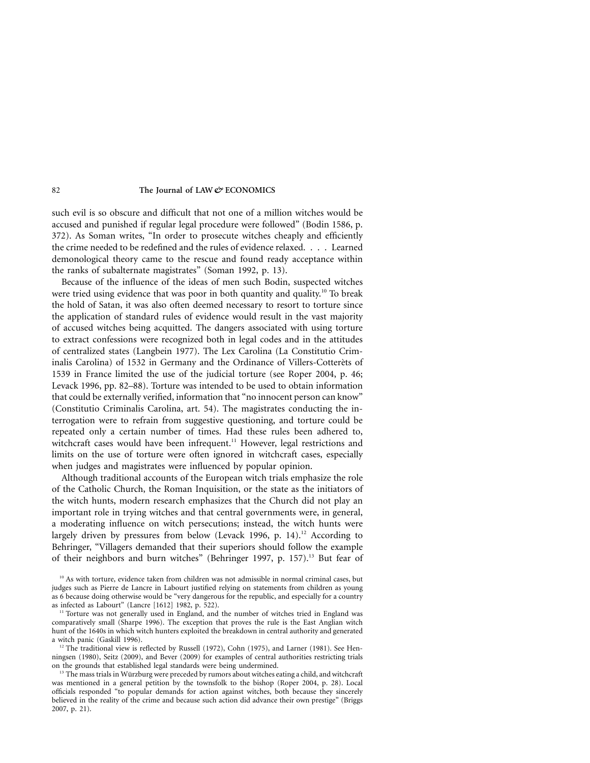such evil is so obscure and difficult that not one of a million witches would be accused and punished if regular legal procedure were followed" (Bodin 1586, p. 372). As Soman writes, "In order to prosecute witches cheaply and efficiently the crime needed to be redefined and the rules of evidence relaxed. . . . Learned demonological theory came to the rescue and found ready acceptance within the ranks of subalternate magistrates" (Soman 1992, p. 13).

Because of the influence of the ideas of men such Bodin, suspected witches were tried using evidence that was poor in both quantity and quality.[10] To break the hold of Satan, it was also often deemed necessary to resort to torture since the application of standard rules of evidence would result in the vast majority of accused witches being acquitted. The dangers associated with using torture to extract confessions were recognized both in legal codes and in the attitudes of centralized states (Langbein 1977). The Lex Carolina (La Constitutio Criminalis Carolina) of 1532 in Germany and the Ordinance of Villers-Cotterèts of 1539 in France limited the use of the judicial torture (see Roper 2004, p. 46; Levack 1996, pp. 82–88). Torture was intended to be used to obtain information that could be externally verified, information that "no innocent person can know" (Constitutio Criminalis Carolina, art. 54). The magistrates conducting the interrogation were to refrain from suggestive questioning, and torture could be repeated only a certain number of times. Had these rules been adhered to, witchcraft cases would have been infrequent.[11] However, legal restrictions and limits on the use of torture were often ignored in witchcraft cases, especially when judges and magistrates were influenced by popular opinion.

Although traditional accounts of the European witch trials emphasize the role of the Catholic Church, the Roman Inquisition, or the state as the initiators of the witch hunts, modern research emphasizes that the Church did not play an important role in trying witches and that central governments were, in general, a moderating influence on witch persecutions; instead, the witch hunts were largely driven by pressures from below (Levack 1996, p. 14).[12] According to Behringer, "Villagers demanded that their superiors should follow the example of their neighbors and burn witches" (Behringer 1997, p. 157).[13] But fear of

[10] As with torture, evidence taken from children was not admissible in normal criminal cases, but judges such as Pierre de Lancre in Labourt justified relying on statements from children as young as 6 because doing otherwise would be "very dangerous for the republic, and especially for a country as infected as Labourt" (Lancre [1612] 1982, p. 522).

[11] Torture was not generally used in England, and the number of witches tried in England was comparatively small (Sharpe 1996). The exception that proves the rule is the East Anglian witch hunt of the 1640s in which witch hunters exploited the breakdown in central authority and generated a witch panic (Gaskill 1996).

[12] The traditional view is reflected by Russell (1972), Cohn (1975), and Larner (1981). See Henningsen (1980), Seitz (2009), and Bever (2009) for examples of central authorities restricting trials on the grounds that established legal standards were being undermined.

[13] The mass trials in Würzburg were preceded by rumors about witches eating a child, and witchcraft was mentioned in a general petition by the townsfolk to the bishop (Roper 2004, p. 28). Local officials responded "to popular demands for action against witches, both because they sincerely believed in the reality of the crime and because such action did advance their own prestige" (Briggs 2007, p. 21).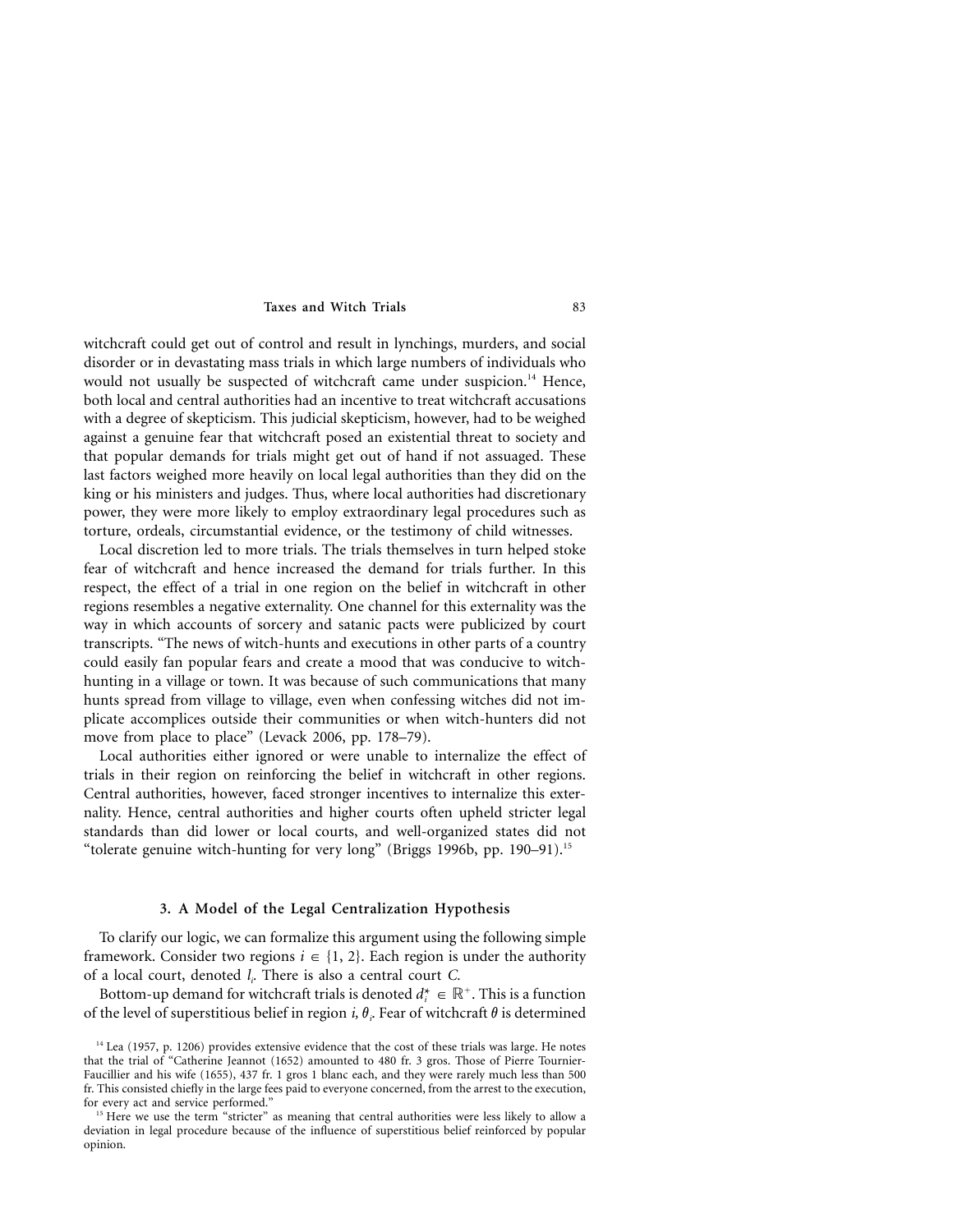witchcraft could get out of control and result in lynchings, murders, and social disorder or in devastating mass trials in which large numbers of individuals who would not usually be suspected of witchcraft came under suspicion.[14] Hence, both local and central authorities had an incentive to treat witchcraft accusations with a degree of skepticism. This judicial skepticism, however, had to be weighed against a genuine fear that witchcraft posed an existential threat to society and that popular demands for trials might get out of hand if not assuaged. These last factors weighed more heavily on local legal authorities than they did on the king or his ministers and judges. Thus, where local authorities had discretionary power, they were more likely to employ extraordinary legal procedures such as torture, ordeals, circumstantial evidence, or the testimony of child witnesses.

Local discretion led to more trials. The trials themselves in turn helped stoke fear of witchcraft and hence increased the demand for trials further. In this respect, the effect of a trial in one region on the belief in witchcraft in other regions resembles a negative externality. One channel for this externality was the way in which accounts of sorcery and satanic pacts were publicized by court transcripts. "The news of witch-hunts and executions in other parts of a country could easily fan popular fears and create a mood that was conducive to witch-hunting in a village or town. It was because of such communications that many hunts spread from village to village, even when confessing witches did not implicate accomplices outside their communities or when witch-hunters did not move from place to place" (Levack 2006, pp. 178–79).

Local authorities either ignored or were unable to internalize the effect of trials in their region on reinforcing the belief in witchcraft in other regions. Central authorities, however, faced stronger incentives to internalize this externality. Hence, central authorities and higher courts often upheld stricter legal standards than did lower or local courts, and well-organized states did not "tolerate genuine witch-hunting for very long" (Briggs 1996b, pp. 190–91).[15]

## 3. A Model of the Legal Centralization Hypothesis

To clarify our logic, we can formalize this argument using the following simple framework. Consider two regions $i \in \{1, 2\}$. Each region is under the authority of a local court, denoted $l_i$. There is also a central court $C$.

Bottom-up demand for witchcraft trials is denoted $d_i^* \in \mathbb{R}^+$. This is a function of the level of superstitious belief in region $i$, $\theta_i$. Fear of witchcraft $\theta$ is determined

[14] Lea (1957, p. 1206) provides extensive evidence that the cost of these trials was large. He notes that the trial of "Catherine Jeannot (1652) amounted to 480 fr. 3 gros. Those of Pierre Tournier-Faucillier and his wife (1655), 437 fr. 1 gros 1 blanc each, and they were rarely much less than 500 fr. This consisted chiefly in the large fees paid to everyone concerned, from the arrest to the execution, for every act and service performed."

[15] Here we use the term "stricter" as meaning that central authorities were less likely to allow a deviation in legal procedure because of the influence of superstitious belief reinforced by popular opinion.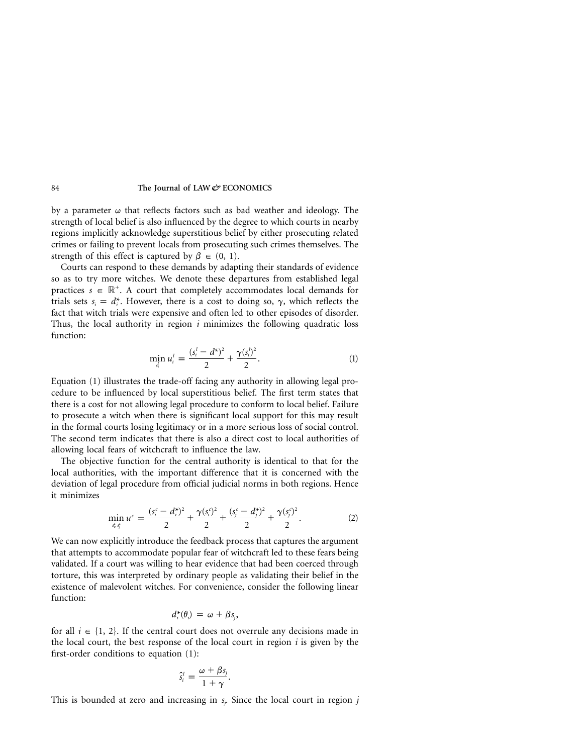by a parameter $\omega$ that reflects factors such as bad weather and ideology. The strength of local belief is also influenced by the degree to which courts in nearby regions implicitly acknowledge superstitious belief by either prosecuting related crimes or failing to prevent locals from prosecuting such crimes themselves. The strength of this effect is captured by $\beta \in (0, 1)$.

Courts can respond to these demands by adapting their standards of evidence so as to try more witches. We denote these departures from established legal practices $s \in \mathbb{R}^+$. A court that completely accommodates local demands for trials sets $s_i = d_i^\star$. However, there is a cost to doing so, $\gamma$, which reflects the fact that witch trials were expensive and often led to other episodes of disorder. Thus, the local authority in region $i$ minimizes the following quadratic loss function:

$$\min_{s_i^l} u_i^l = \frac{(s_i^l - d^\star)^2}{2} + \frac{\gamma (s_i^l)^2}{2}. \tag{1}$$

Equation (1) illustrates the trade-off facing any authority in allowing legal procedure to be influenced by local superstitious belief. The first term states that there is a cost for not allowing legal procedure to conform to local belief. Failure to prosecute a witch when there is significant local support for this may result in the formal courts losing legitimacy or in a more serious loss of social control. The second term indicates that there is also a direct cost to local authorities of allowing local fears of witchcraft to influence the law.

The objective function for the central authority is identical to that for the local authorities, with the important difference that it is concerned with the deviation of legal procedure from official judicial norms in both regions. Hence it minimizes

$$\min_{s_i^c, s_j^c} u^c = \frac{(s_i^c - d_i^\star)^2}{2} + \frac{\gamma (s_i^c)^2}{2} + \frac{(s_j^c - d_j^\star)^2}{2} + \frac{\gamma (s_j^c)^2}{2}. \tag{2}$$

We can now explicitly introduce the feedback process that captures the argument that attempts to accommodate popular fear of witchcraft led to these fears being validated. If a court was willing to hear evidence that had been coerced through torture, this was interpreted by ordinary people as validating their belief in the existence of malevolent witches. For convenience, consider the following linear function:

$$d_i^\star(\theta_i) = \omega + \beta s_j,$$

for all $i \in \{1, 2\}$. If the central court does not overrule any decisions made in the local court, the best response of the local court in region $i$ is given by the first-order conditions to equation (1):

$$\hat{s}_i^l = \frac{\omega + \beta s_j}{1 + \gamma}.$$

This is bounded at zero and increasing in $s_j$. Since the local court in region $j$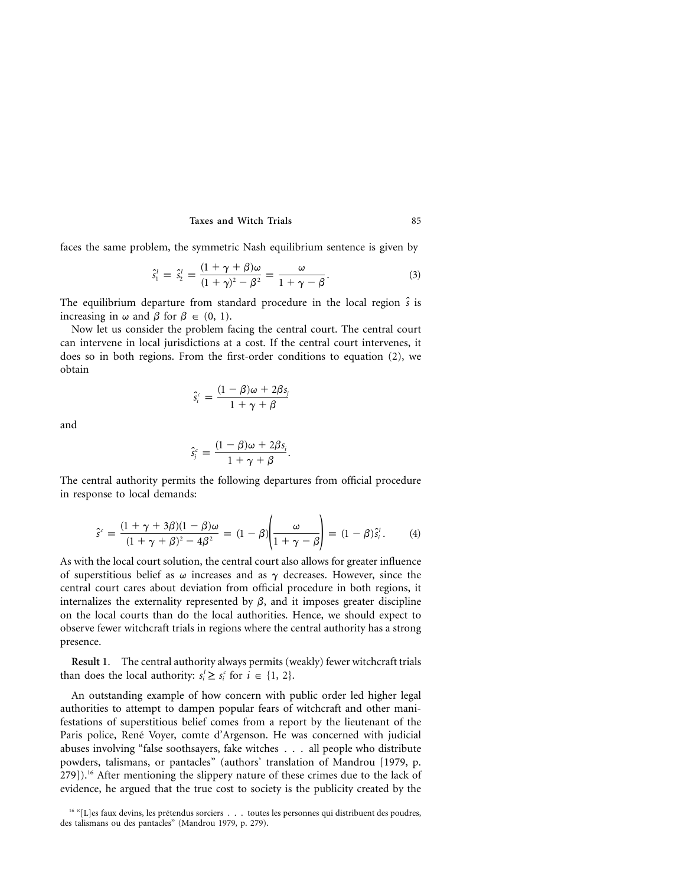faces the same problem, the symmetric Nash equilibrium sentence is given by

$$\hat{s}_1^l = \hat{s}_2^l = \frac{(1+\gamma+\beta)\omega}{(1+\gamma)^2 - \beta^2} = \frac{\omega}{1+\gamma-\beta}. \tag{3}$$

The equilibrium departure from standard procedure in the local region $\hat{s}$ is increasing in $\omega$ and $\beta$ for $\beta \in (0, 1)$.

Now let us consider the problem facing the central court. The central court can intervene in local jurisdictions at a cost. If the central court intervenes, it does so in both regions. From the first-order conditions to equation (2), we obtain

$$\hat{s}_i^c = \frac{(1-\beta)\omega + 2\beta s_j}{1+\gamma+\beta}$$

and

$$\hat{s}_j^c = \frac{(1-\beta)\omega + 2\beta s_i}{1+\gamma+\beta}.$$

The central authority permits the following departures from official procedure in response to local demands:

$$\hat{s}^c = \frac{(1+\gamma+3\beta)(1-\beta)\omega}{(1+\gamma+\beta)^2 - 4\beta^2} = (1-\beta)\left(\frac{\omega}{1+\gamma-\beta}\right) = (1-\beta)\hat{s}_i^l. \tag{4}$$

As with the local court solution, the central court also allows for greater influence of superstitious belief as $\omega$ increases and as $\gamma$ decreases. However, since the central court cares about deviation from official procedure in both regions, it internalizes the externality represented by $\beta$, and it imposes greater discipline on the local courts than do the local authorities. Hence, we should expect to observe fewer witchcraft trials in regions where the central authority has a strong presence.

**Result 1**. The central authority always permits (weakly) fewer witchcraft trials than does the local authority: $s_i^l \geq s_i^c$ for $i \in \{1, 2\}$.

An outstanding example of how concern with public order led higher legal authorities to attempt to dampen popular fears of witchcraft and other manifestations of superstitious belief comes from a report by the lieutenant of the Paris police, René Voyer, comte d'Argenson. He was concerned with judicial abuses involving "false soothsayers, fake witches . . . all people who distribute powders, talismans, or pantacles" (authors' translation of Mandrou [1979, p. 279]).[16] After mentioning the slippery nature of these crimes due to the lack of evidence, he argued that the true cost to society is the publicity created by the

[16] "[L]es faux devins, les prétendus sorciers . . . toutes les personnes qui distribuent des poudres, des talismans ou des pantacles" (Mandrou 1979, p. 279).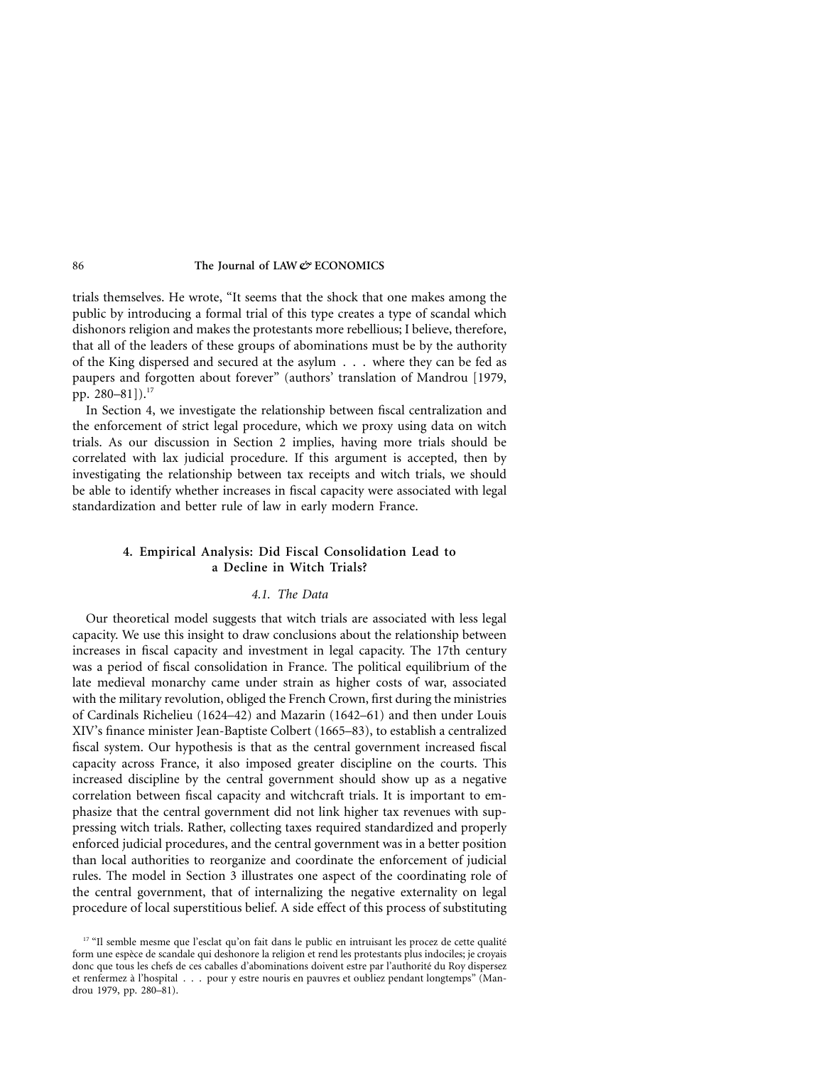trials themselves. He wrote, "It seems that the shock that one makes among the public by introducing a formal trial of this type creates a type of scandal which dishonors religion and makes the protestants more rebellious; I believe, therefore, that all of the leaders of these groups of abominations must be by the authority of the King dispersed and secured at the asylum . . . where they can be fed as paupers and forgotten about forever" (authors' translation of Mandrou [1979, pp. 280–81]).[17]

In Section 4, we investigate the relationship between fiscal centralization and the enforcement of strict legal procedure, which we proxy using data on witch trials. As our discussion in Section 2 implies, having more trials should be correlated with lax judicial procedure. If this argument is accepted, then by investigating the relationship between tax receipts and witch trials, we should be able to identify whether increases in fiscal capacity were associated with legal standardization and better rule of law in early modern France.

## 4. Empirical Analysis: Did Fiscal Consolidation Lead to a Decline in Witch Trials?

### 4.1. The Data

Our theoretical model suggests that witch trials are associated with less legal capacity. We use this insight to draw conclusions about the relationship between increases in fiscal capacity and investment in legal capacity. The 17th century was a period of fiscal consolidation in France. The political equilibrium of the late medieval monarchy came under strain as higher costs of war, associated with the military revolution, obliged the French Crown, first during the ministries of Cardinals Richelieu (1624–42) and Mazarin (1642–61) and then under Louis XIV's finance minister Jean-Baptiste Colbert (1665–83), to establish a centralized fiscal system. Our hypothesis is that as the central government increased fiscal capacity across France, it also imposed greater discipline on the courts. This increased discipline by the central government should show up as a negative correlation between fiscal capacity and witchcraft trials. It is important to emphasize that the central government did not link higher tax revenues with suppressing witch trials. Rather, collecting taxes required standardized and properly enforced judicial procedures, and the central government was in a better position than local authorities to reorganize and coordinate the enforcement of judicial rules. The model in Section 3 illustrates one aspect of the coordinating role of the central government, that of internalizing the negative externality on legal procedure of local superstitious belief. A side effect of this process of substituting

[17] "Il semble mesme que l'esclat qu'on fait dans le public en intruisant les procez de cette qualité form une espèce de scandale qui deshonore la religion et rend les protestants plus indociles; je croyais donc que tous les chefs de ces caballes d'abominations doivent estre par l'authorité du Roy dispersez et renfermez à l'hospital . . . pour y estre nouris en pauvres et oubliez pendant longtemps" (Mandrou 1979, pp. 280–81).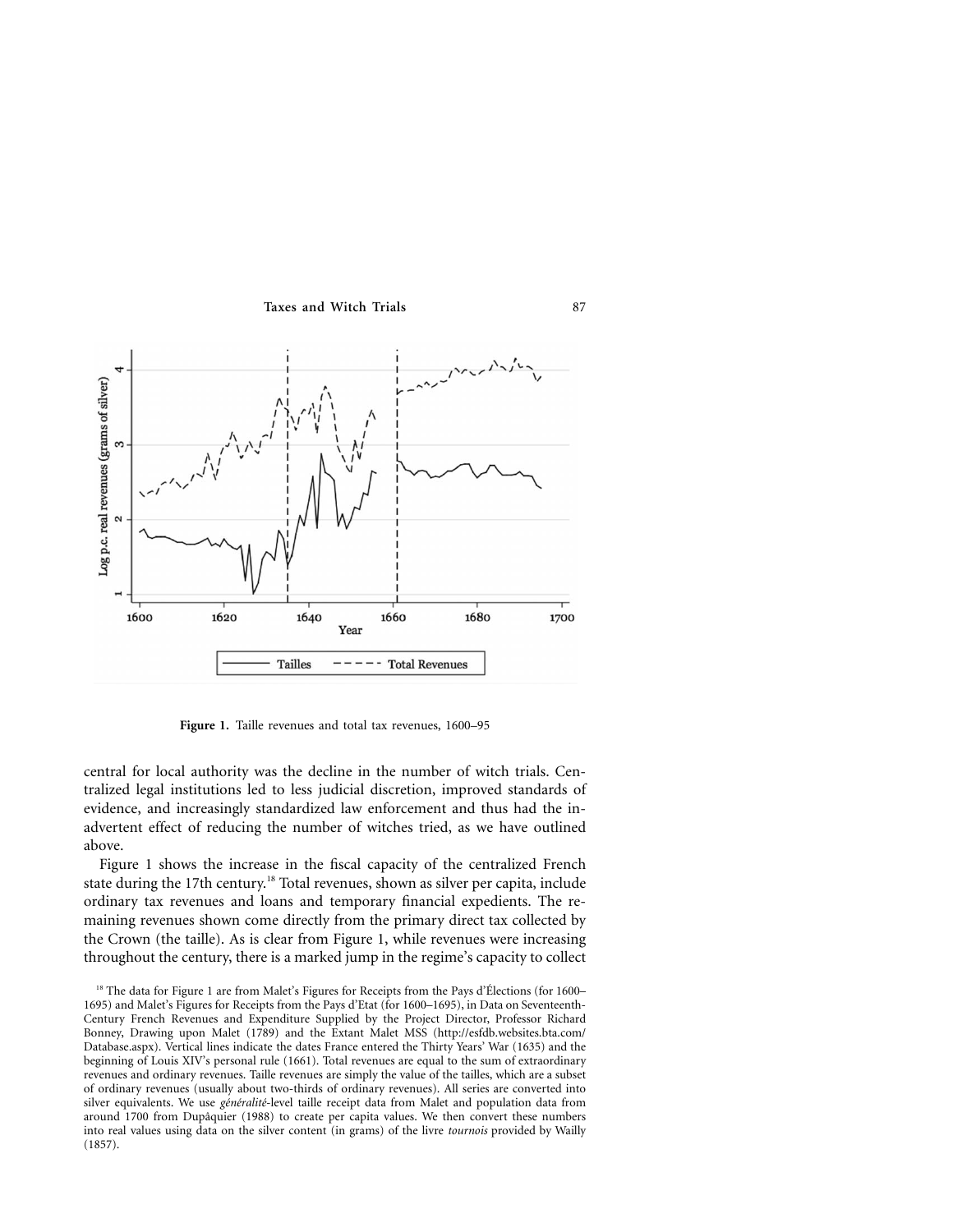**Figure 1.** Taille revenues and total tax revenues, 1600–95

central for local authority was the decline in the number of witch trials. Centralized legal institutions led to less judicial discretion, improved standards of evidence, and increasingly standardized law enforcement and thus had the inadvertent effect of reducing the number of witches tried, as we have outlined above.

Figure 1 shows the increase in the fiscal capacity of the centralized French state during the 17th century.[18] Total revenues, shown as silver per capita, include ordinary tax revenues and loans and temporary financial expedients. The remaining revenues shown come directly from the primary direct tax collected by the Crown (the taille). As is clear from Figure 1, while revenues were increasing throughout the century, there is a marked jump in the regime's capacity to collect

[18] The data for Figure 1 are from Malet's Figures for Receipts from the Pays d'Élections (for 1600–1695) and Malet's Figures for Receipts from the Pays d'Etat (for 1600–1695), in Data on Seventeenth-Century French Revenues and Expenditure Supplied by the Project Director, Professor Richard Bonney, Drawing upon Malet (1789) and the Extant Malet MSS (http://esfdb.websites.bta.com/Database.aspx). Vertical lines indicate the dates France entered the Thirty Years' War (1635) and the beginning of Louis XIV's personal rule (1661). Total revenues are equal to the sum of extraordinary revenues and ordinary revenues. Taille revenues are simply the value of the tailles, which are a subset of ordinary revenues (usually about two-thirds of ordinary revenues). All series are converted into silver equivalents. We use *généralité*-level taille receipt data from Malet and population data from around 1700 from Dupâquier (1988) to create per capita values. We then convert these numbers into real values using data on the silver content (in grams) of the livre *tournois* provided by Wailly (1857).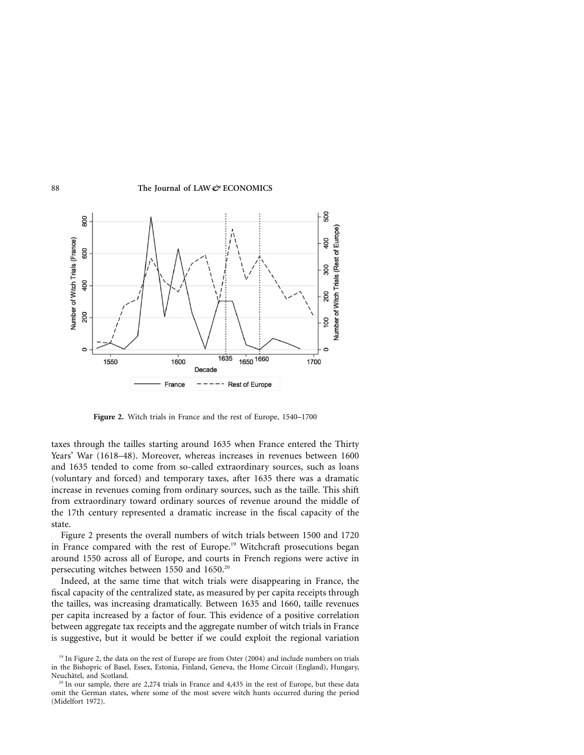**Figure 2.** Witch trials in France and the rest of Europe, 1540–1700

taxes through the tailles starting around 1635 when France entered the Thirty Years' War (1618–48). Moreover, whereas increases in revenues between 1600 and 1635 tended to come from so-called extraordinary sources, such as loans (voluntary and forced) and temporary taxes, after 1635 there was a dramatic increase in revenues coming from ordinary sources, such as the taille. This shift from extraordinary toward ordinary sources of revenue around the middle of the 17th century represented a dramatic increase in the fiscal capacity of the state.

Figure 2 presents the overall numbers of witch trials between 1500 and 1720 in France compared with the rest of Europe.[19] Witchcraft prosecutions began around 1550 across all of Europe, and courts in French regions were active in persecuting witches between 1550 and 1650.[20]

Indeed, at the same time that witch trials were disappearing in France, the fiscal capacity of the centralized state, as measured by per capita receipts through the tailles, was increasing dramatically. Between 1635 and 1660, taille revenues per capita increased by a factor of four. This evidence of a positive correlation between aggregate tax receipts and the aggregate number of witch trials in France is suggestive, but it would be better if we could exploit the regional variation

[19] In Figure 2, the data on the rest of Europe are from Oster (2004) and include numbers on trials in the Bishopric of Basel, Essex, Estonia, Finland, Geneva, the Home Circuit (England), Hungary, Neuchâtel, and Scotland.

[20] In our sample, there are 2,274 trials in France and 4,435 in the rest of Europe, but these data omit the German states, where some of the most severe witch hunts occurred during the period (Midelfort 1972).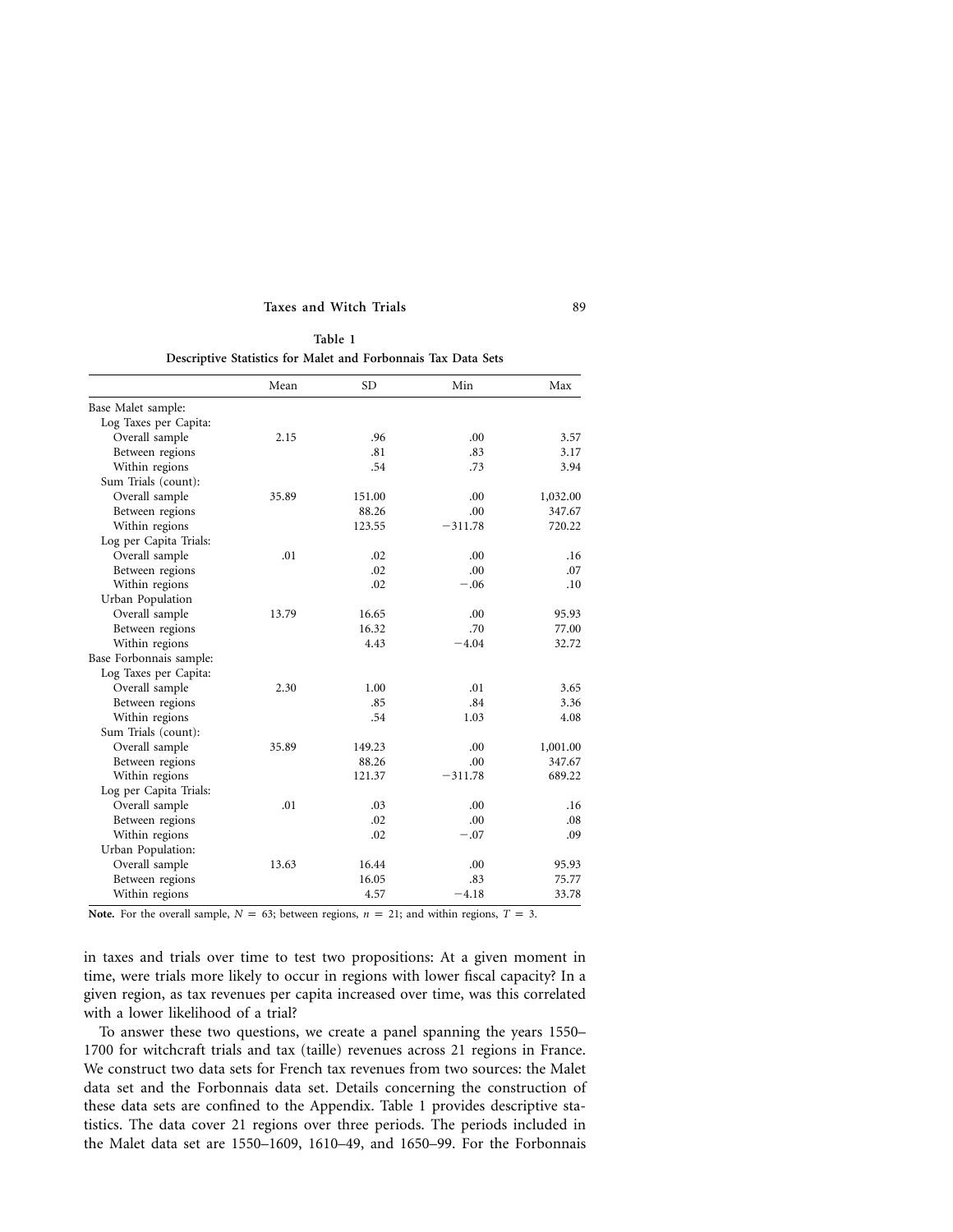Table 1

Descriptive Statistics for Malet and Forbonnais Tax Data Sets

| | Mean | SD | Min | Max |
|---|---|---|---|---|
| Base Malet sample: | | | | |
| Log Taxes per Capita: | | | | |
| Overall sample | 2.15 | .96 | .00 | 3.57 |
| Between regions | | .81 | .83 | 3.17 |
| Within regions | | .54 | .73 | 3.94 |
| Sum Trials (count): | | | | |
| Overall sample | 35.89 | 151.00 | .00 | 1,032.00 |
| Between regions | | 88.26 | .00 | 347.67 |
| Within regions | | 123.55 | −311.78 | 720.22 |
| Log per Capita Trials: | | | | |
| Overall sample | .01 | .02 | .00 | .16 |
| Between regions | | .02 | .00 | .07 |
| Within regions | | .02 | −.06 | .10 |
| Urban Population | | | | |
| Overall sample | 13.79 | 16.65 | .00 | 95.93 |
| Between regions | | 16.32 | .70 | 77.00 |
| Within regions | | 4.43 | −4.04 | 32.72 |
| Base Forbonnais sample: | | | | |
| Log Taxes per Capita: | | | | |
| Overall sample | 2.30 | 1.00 | .01 | 3.65 |
| Between regions | | .85 | .84 | 3.36 |
| Within regions | | .54 | 1.03 | 4.08 |
| Sum Trials (count): | | | | |
| Overall sample | 35.89 | 149.23 | .00 | 1,001.00 |
| Between regions | | 88.26 | .00 | 347.67 |
| Within regions | | 121.37 | −311.78 | 689.22 |
| Log per Capita Trials: | | | | |
| Overall sample | .01 | .03 | .00 | .16 |
| Between regions | | .02 | .00 | .08 |
| Within regions | | .02 | −.07 | .09 |
| Urban Population: | | | | |
| Overall sample | 13.63 | 16.44 | .00 | 95.93 |
| Between regions | | 16.05 | .83 | 75.77 |
| Within regions | | 4.57 | −4.18 | 33.78 |

**Note.** For the overall sample, $N = 63$; between regions, $n = 21$; and within regions, $T = 3$.

in taxes and trials over time to test two propositions: At a given moment in time, were trials more likely to occur in regions with lower fiscal capacity? In a given region, as tax revenues per capita increased over time, was this correlated with a lower likelihood of a trial?

To answer these two questions, we create a panel spanning the years 1550–1700 for witchcraft trials and tax (taille) revenues across 21 regions in France. We construct two data sets for French tax revenues from two sources: the Malet data set and the Forbonnais data set. Details concerning the construction of these data sets are confined to the Appendix. Table 1 provides descriptive statistics. The data cover 21 regions over three periods. The periods included in the Malet data set are 1550–1609, 1610–49, and 1650–99. For the Forbonnais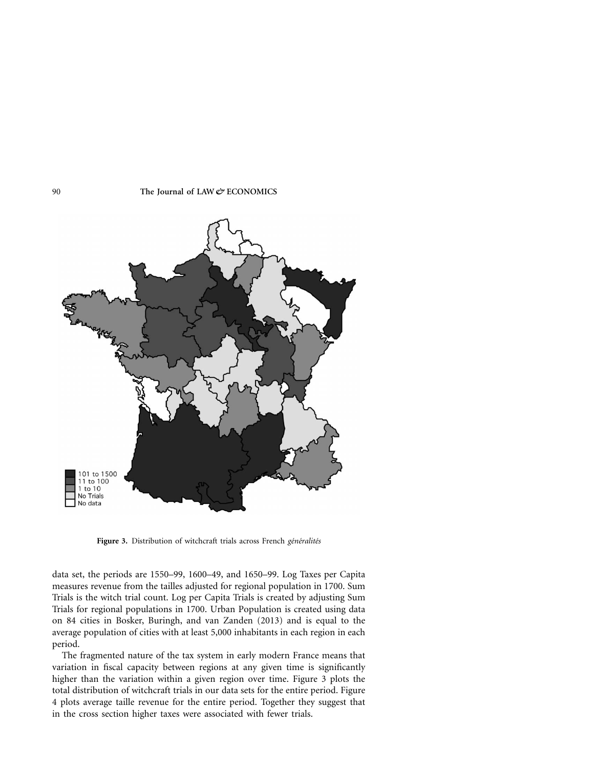**Figure 3.** Distribution of witchcraft trials across French *généralités*

data set, the periods are 1550–99, 1600–49, and 1650–99. Log Taxes per Capita measures revenue from the tailles adjusted for regional population in 1700. Sum Trials is the witch trial count. Log per Capita Trials is created by adjusting Sum Trials for regional populations in 1700. Urban Population is created using data on 84 cities in Bosker, Buringh, and van Zanden (2013) and is equal to the average population of cities with at least 5,000 inhabitants in each region in each period.

The fragmented nature of the tax system in early modern France means that variation in fiscal capacity between regions at any given time is significantly higher than the variation within a given region over time. Figure 3 plots the total distribution of witchcraft trials in our data sets for the entire period. Figure 4 plots average taille revenue for the entire period. Together they suggest that in the cross section higher taxes were associated with fewer trials.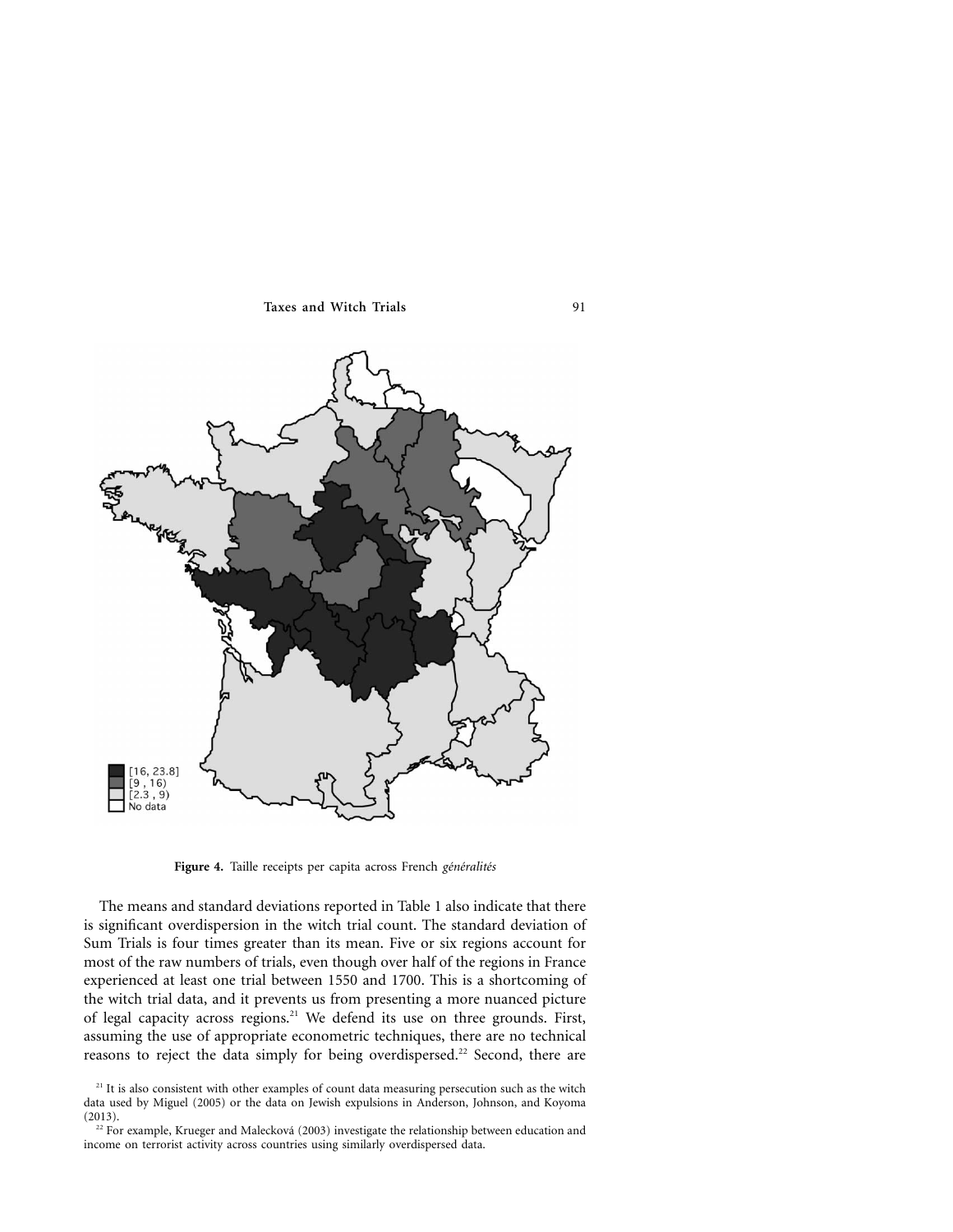[16, 23.8]
[9 , 16)
[2.3 , 9)
No data

**Figure 4.** Taille receipts per capita across French *généralités*

The means and standard deviations reported in Table 1 also indicate that there is significant overdispersion in the witch trial count. The standard deviation of Sum Trials is four times greater than its mean. Five or six regions account for most of the raw numbers of trials, even though over half of the regions in France experienced at least one trial between 1550 and 1700. This is a shortcoming of the witch trial data, and it prevents us from presenting a more nuanced picture of legal capacity across regions.[21] We defend its use on three grounds. First, assuming the use of appropriate econometric techniques, there are no technical reasons to reject the data simply for being overdispersed.[22] Second, there are

[21] It is also consistent with other examples of count data measuring persecution such as the witch data used by Miguel (2005) or the data on Jewish expulsions in Anderson, Johnson, and Koyoma (2013).

[22] For example, Krueger and Malecková (2003) investigate the relationship between education and income on terrorist activity across countries using similarly overdispersed data.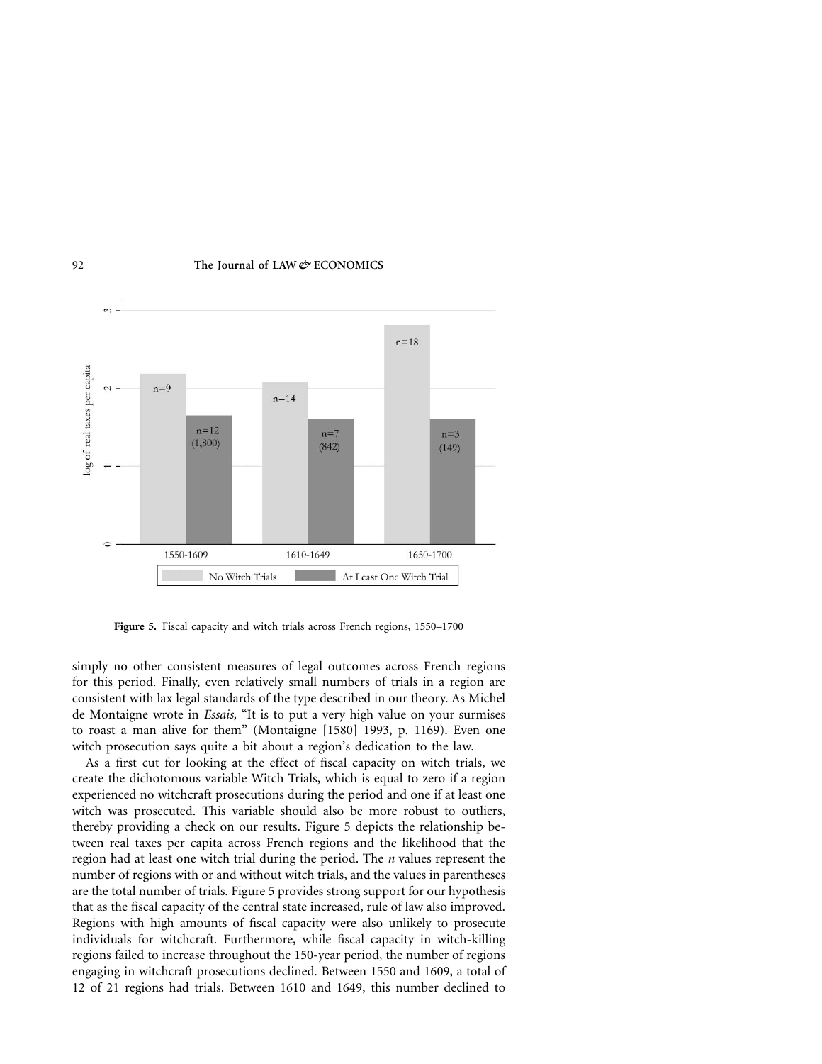**Figure 5.** Fiscal capacity and witch trials across French regions, 1550–1700

simply no other consistent measures of legal outcomes across French regions for this period. Finally, even relatively small numbers of trials in a region are consistent with lax legal standards of the type described in our theory. As Michel de Montaigne wrote in *Essais,* "It is to put a very high value on your surmises to roast a man alive for them" (Montaigne [1580] 1993, p. 1169). Even one witch prosecution says quite a bit about a region's dedication to the law.

As a first cut for looking at the effect of fiscal capacity on witch trials, we create the dichotomous variable Witch Trials, which is equal to zero if a region experienced no witchcraft prosecutions during the period and one if at least one witch was prosecuted. This variable should also be more robust to outliers, thereby providing a check on our results. Figure 5 depicts the relationship between real taxes per capita across French regions and the likelihood that the region had at least one witch trial during the period. The *n* values represent the number of regions with or and without witch trials, and the values in parentheses are the total number of trials. Figure 5 provides strong support for our hypothesis that as the fiscal capacity of the central state increased, rule of law also improved. Regions with high amounts of fiscal capacity were also unlikely to prosecute individuals for witchcraft. Furthermore, while fiscal capacity in witch-killing regions failed to increase throughout the 150-year period, the number of regions engaging in witchcraft prosecutions declined. Between 1550 and 1609, a total of 12 of 21 regions had trials. Between 1610 and 1649, this number declined to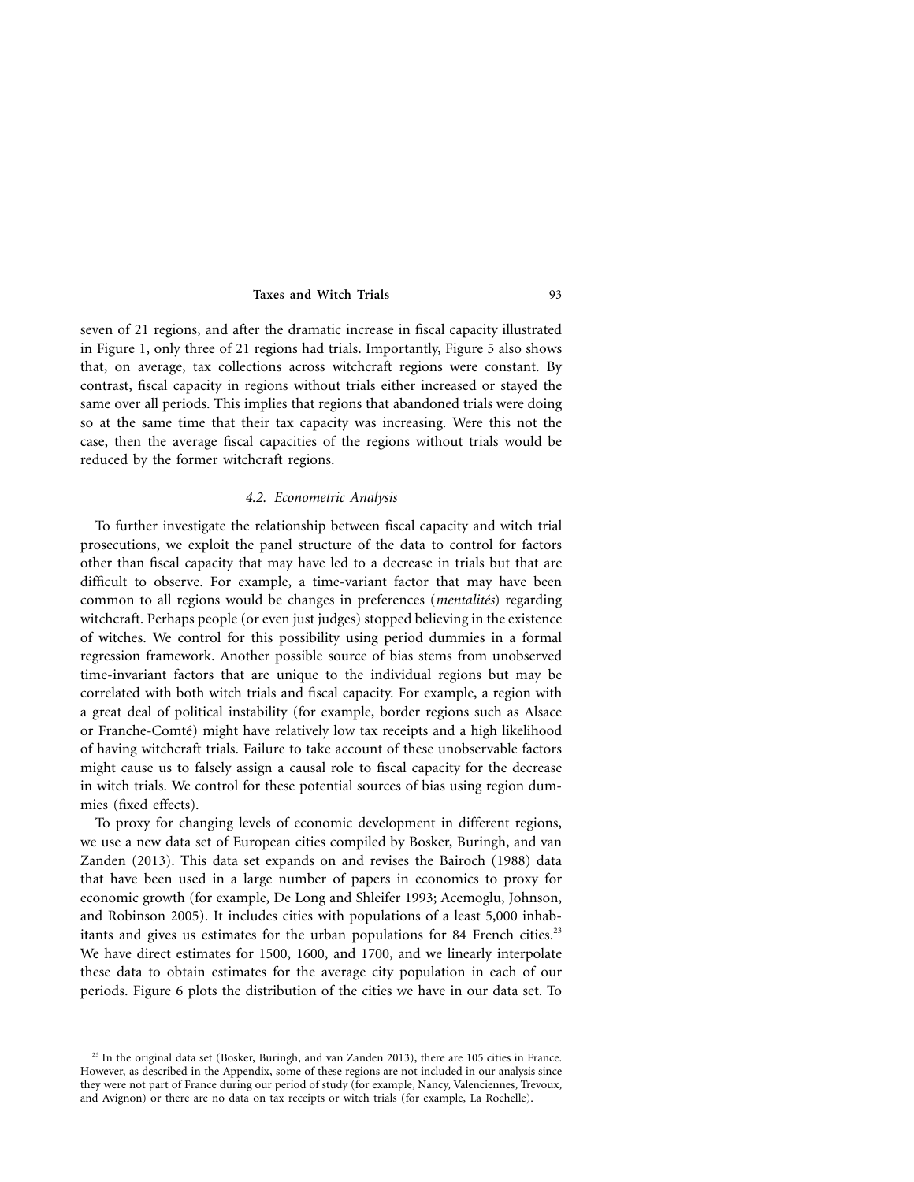seven of 21 regions, and after the dramatic increase in fiscal capacity illustrated in Figure 1, only three of 21 regions had trials. Importantly, Figure 5 also shows that, on average, tax collections across witchcraft regions were constant. By contrast, fiscal capacity in regions without trials either increased or stayed the same over all periods. This implies that regions that abandoned trials were doing so at the same time that their tax capacity was increasing. Were this not the case, then the average fiscal capacities of the regions without trials would be reduced by the former witchcraft regions.

### *4.2. Econometric Analysis*

To further investigate the relationship between fiscal capacity and witch trial prosecutions, we exploit the panel structure of the data to control for factors other than fiscal capacity that may have led to a decrease in trials but that are difficult to observe. For example, a time-variant factor that may have been common to all regions would be changes in preferences (*mentalités*) regarding witchcraft. Perhaps people (or even just judges) stopped believing in the existence of witches. We control for this possibility using period dummies in a formal regression framework. Another possible source of bias stems from unobserved time-invariant factors that are unique to the individual regions but may be correlated with both witch trials and fiscal capacity. For example, a region with a great deal of political instability (for example, border regions such as Alsace or Franche-Comté) might have relatively low tax receipts and a high likelihood of having witchcraft trials. Failure to take account of these unobservable factors might cause us to falsely assign a causal role to fiscal capacity for the decrease in witch trials. We control for these potential sources of bias using region dummies (fixed effects).

To proxy for changing levels of economic development in different regions, we use a new data set of European cities compiled by Bosker, Buringh, and van Zanden (2013). This data set expands on and revises the Bairoch (1988) data that have been used in a large number of papers in economics to proxy for economic growth (for example, De Long and Shleifer 1993; Acemoglu, Johnson, and Robinson 2005). It includes cities with populations of a least 5,000 inhabitants and gives us estimates for the urban populations for 84 French cities.[23] We have direct estimates for 1500, 1600, and 1700, and we linearly interpolate these data to obtain estimates for the average city population in each of our periods. Figure 6 plots the distribution of the cities we have in our data set. To

[23] In the original data set (Bosker, Buringh, and van Zanden 2013), there are 105 cities in France. However, as described in the Appendix, some of these regions are not included in our analysis since they were not part of France during our period of study (for example, Nancy, Valenciennes, Trevoux, and Avignon) or there are no data on tax receipts or witch trials (for example, La Rochelle).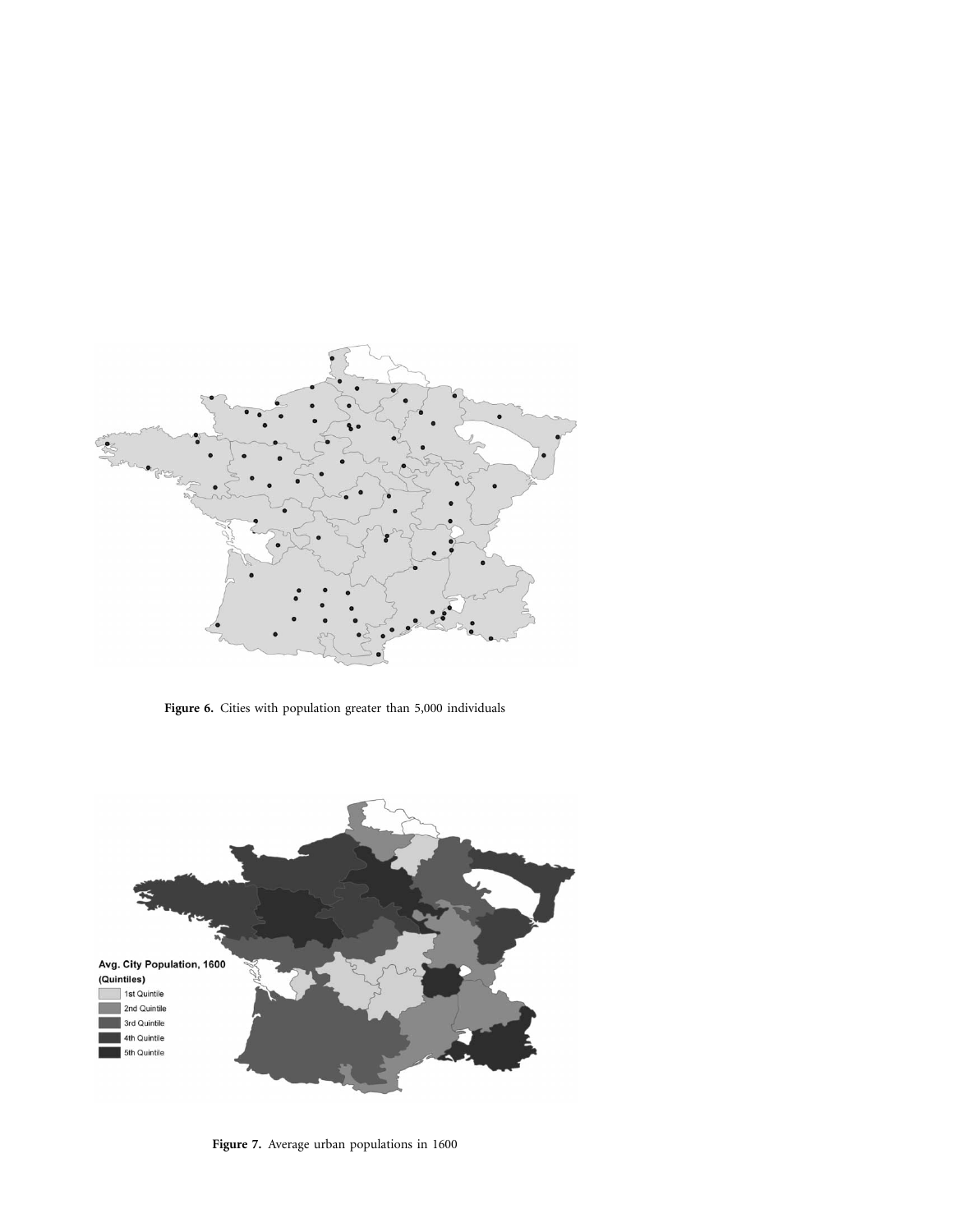**Figure 6.** Cities with population greater than 5,000 individuals

**Figure 7.** Average urban populations in 1600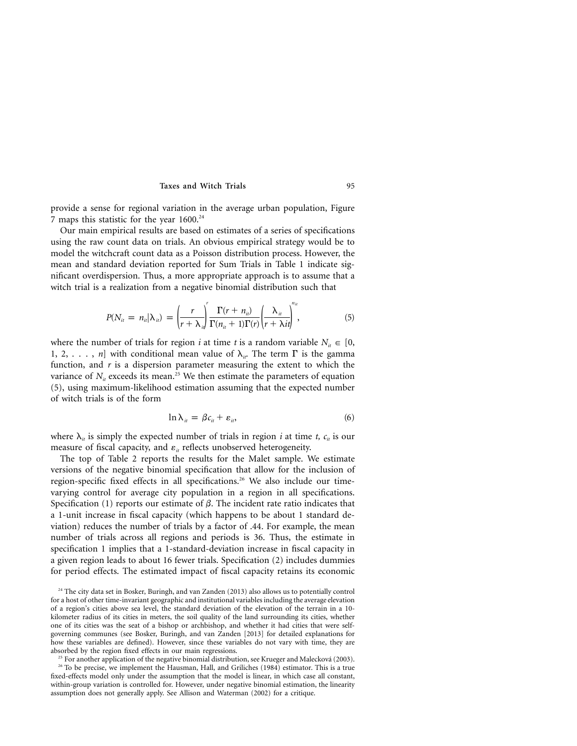provide a sense for regional variation in the average urban population, Figure 7 maps this statistic for the year 1600.[24]

Our main empirical results are based on estimates of a series of specifications using the raw count data on trials. An obvious empirical strategy would be to model the witchcraft count data as a Poisson distribution process. However, the mean and standard deviation reported for Sum Trials in Table 1 indicate significant overdispersion. Thus, a more appropriate approach is to assume that a witch trial is a realization from a negative binomial distribution such that

$$P(N_{it} = n_{it}|\lambda_{it}) = \left(\frac{r}{r + \lambda_{it}}\right)^{r} \frac{\Gamma(r + n_{it})}{\Gamma(n_{it} + 1)\Gamma(r)} \left(\frac{\lambda_{it}}{r + \lambda it}\right)^{n_{it}}, \tag{5}$$

where the number of trials for region $i$ at time $t$ is a random variable $N_{it} \in [0, 1, 2, \ldots, n]$ with conditional mean value of $\lambda_{it}$. The term $\Gamma$ is the gamma function, and $r$ is a dispersion parameter measuring the extent to which the variance of $N_{it}$ exceeds its mean.[25] We then estimate the parameters of equation (5), using maximum-likelihood estimation assuming that the expected number of witch trials is of the form

$$\ln \lambda_{it} = \beta c_{it} + \varepsilon_{it}, \tag{6}$$

where $\lambda_{it}$ is simply the expected number of trials in region $i$ at time $t$, $c_{it}$ is our measure of fiscal capacity, and $\varepsilon_{it}$ reflects unobserved heterogeneity.

The top of Table 2 reports the results for the Malet sample. We estimate versions of the negative binomial specification that allow for the inclusion of region-specific fixed effects in all specifications.[26] We also include our time-varying control for average city population in a region in all specifications. Specification (1) reports our estimate of $\beta$. The incident rate ratio indicates that a 1-unit increase in fiscal capacity (which happens to be about 1 standard deviation) reduces the number of trials by a factor of .44. For example, the mean number of trials across all regions and periods is 36. Thus, the estimate in specification 1 implies that a 1-standard-deviation increase in fiscal capacity in a given region leads to about 16 fewer trials. Specification (2) includes dummies for period effects. The estimated impact of fiscal capacity retains its economic

[24] The city data set in Bosker, Buringh, and van Zanden (2013) also allows us to potentially control for a host of other time-invariant geographic and institutional variables including the average elevation of a region's cities above sea level, the standard deviation of the elevation of the terrain in a 10-kilometer radius of its cities in meters, the soil quality of the land surrounding its cities, whether one of its cities was the seat of a bishop or archbishop, and whether it had cities that were self-governing communes (see Bosker, Buringh, and van Zanden [2013] for detailed explanations for how these variables are defined). However, since these variables do not vary with time, they are absorbed by the region fixed effects in our main regressions.

[25] For another application of the negative binomial distribution, see Krueger and Malecková (2003).

[26] To be precise, we implement the Hausman, Hall, and Griliches (1984) estimator. This is a true fixed-effects model only under the assumption that the model is linear, in which case all constant, within-group variation is controlled for. However, under negative binomial estimation, the linearity assumption does not generally apply. See Allison and Waterman (2002) for a critique.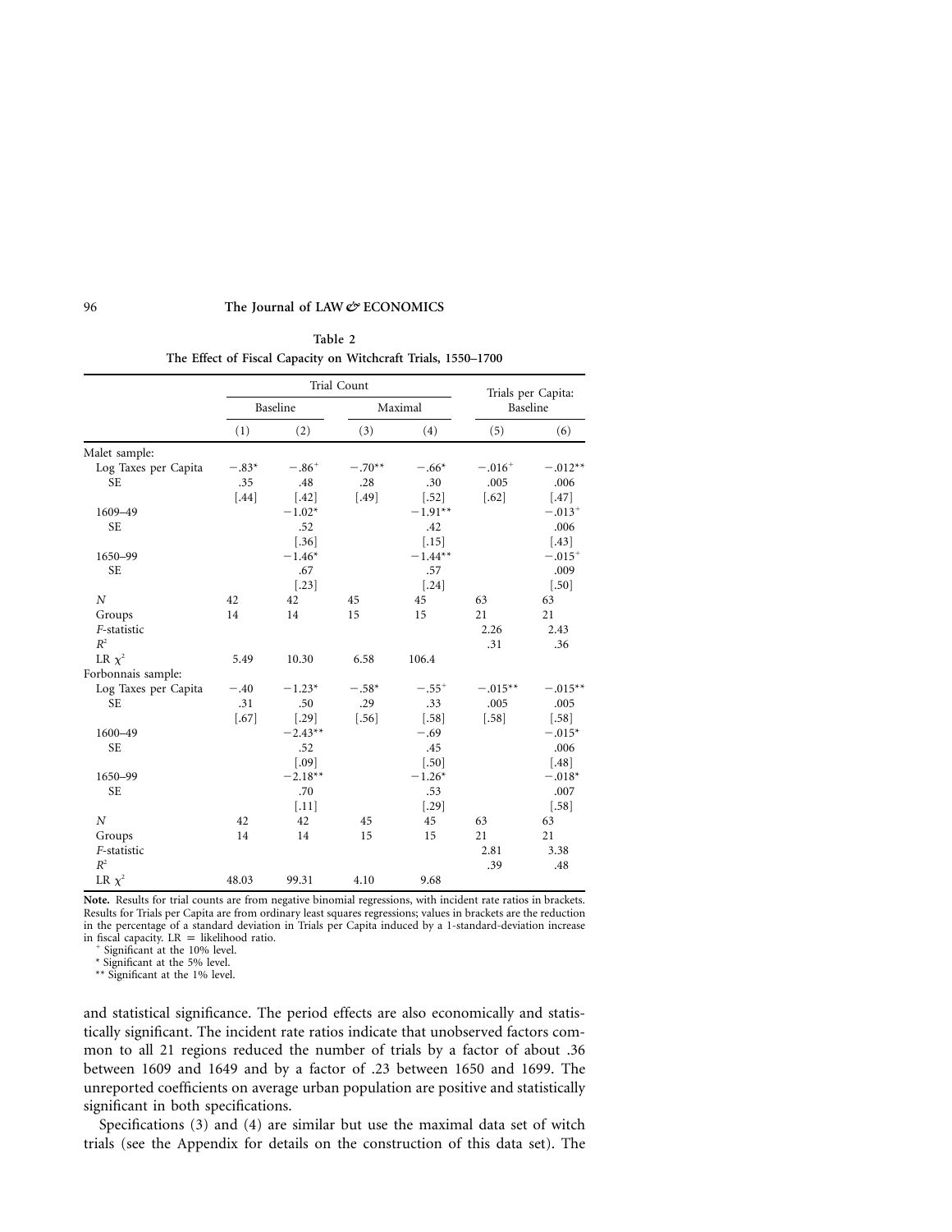**Table 2**

**The Effect of Fiscal Capacity on Witchcraft Trials, 1550–1700**

| | Trial Count | | | | Trials per Capita: Baseline | |
|---|---|---|---|---|---|---|
| | Baseline | | Maximal | | | |
| | (1) | (2) | (3) | (4) | (5) | (6) |
| Malet sample: | | | | | | |
| Log Taxes per Capita | −.83* | −.86+ | −.70** | −.66* | −.016+ | −.012** |
| SE | .35 | .48 | .28 | .30 | .005 | .006 |
| | [.44] | [.42] | [.49] | [.52] | [.62] | [.47] |
| 1609–49 | | −1.02* | | −1.91** | | −.013+ |
| SE | | .52 | | .42 | | .006 |
| | | [.36] | | [.15] | | [.43] |
| 1650–99 | | −1.46* | | −1.44** | | −.015+ |
| SE | | .67 | | .57 | | .009 |
| | | [.23] | | [.24] | | [.50] |
| $N$ | 42 | 42 | 45 | 45 | 63 | 63 |
| Groups | 14 | 14 | 15 | 15 | 21 | 21 |
| $F$-statistic | | | | | 2.26 | 2.43 |
| $R^2$ | | | | | .31 | .36 |
| LR $\chi^2$ | 5.49 | 10.30 | 6.58 | 106.4 | | |
| Forbonnais sample: | | | | | | |
| Log Taxes per Capita | −.40 | −1.23* | −.58* | −.55+ | −.015** | −.015** |
| SE | .31 | .50 | .29 | .33 | .005 | .005 |
| | [.67] | [.29] | [.56] | [.58] | [.58] | [.58] |
| 1600–49 | | −2.43** | | −.69 | | −.015* |
| SE | | .52 | | .45 | | .006 |
| | | [.09] | | [.50] | | [.48] |
| 1650–99 | | −2.18** | | −1.26* | | −.018* |
| SE | | .70 | | .53 | | .007 |
| | | [.11] | | [.29] | | [.58] |
| $N$ | 42 | 42 | 45 | 45 | 63 | 63 |
| Groups | 14 | 14 | 15 | 15 | 21 | 21 |
| $F$-statistic | | | | | 2.81 | 3.38 |
| $R^2$ | | | | | .39 | .48 |
| LR $\chi^2$ | 48.03 | 99.31 | 4.10 | 9.68 | | |

**Note.** Results for trial counts are from negative binomial regressions, with incident rate ratios in brackets. Results for Trials per Capita are from ordinary least squares regressions; values in brackets are the reduction in the percentage of a standard deviation in Trials per Capita induced by a 1-standard-deviation increase in fiscal capacity. LR = likelihood ratio.

+ Significant at the 10% level.

\* Significant at the 5% level.

\*\* Significant at the 1% level.

and statistical significance. The period effects are also economically and statistically significant. The incident rate ratios indicate that unobserved factors common to all 21 regions reduced the number of trials by a factor of about .36 between 1609 and 1649 and by a factor of .23 between 1650 and 1699. The unreported coefficients on average urban population are positive and statistically significant in both specifications.

Specifications (3) and (4) are similar but use the maximal data set of witch trials (see the Appendix for details on the construction of this data set). The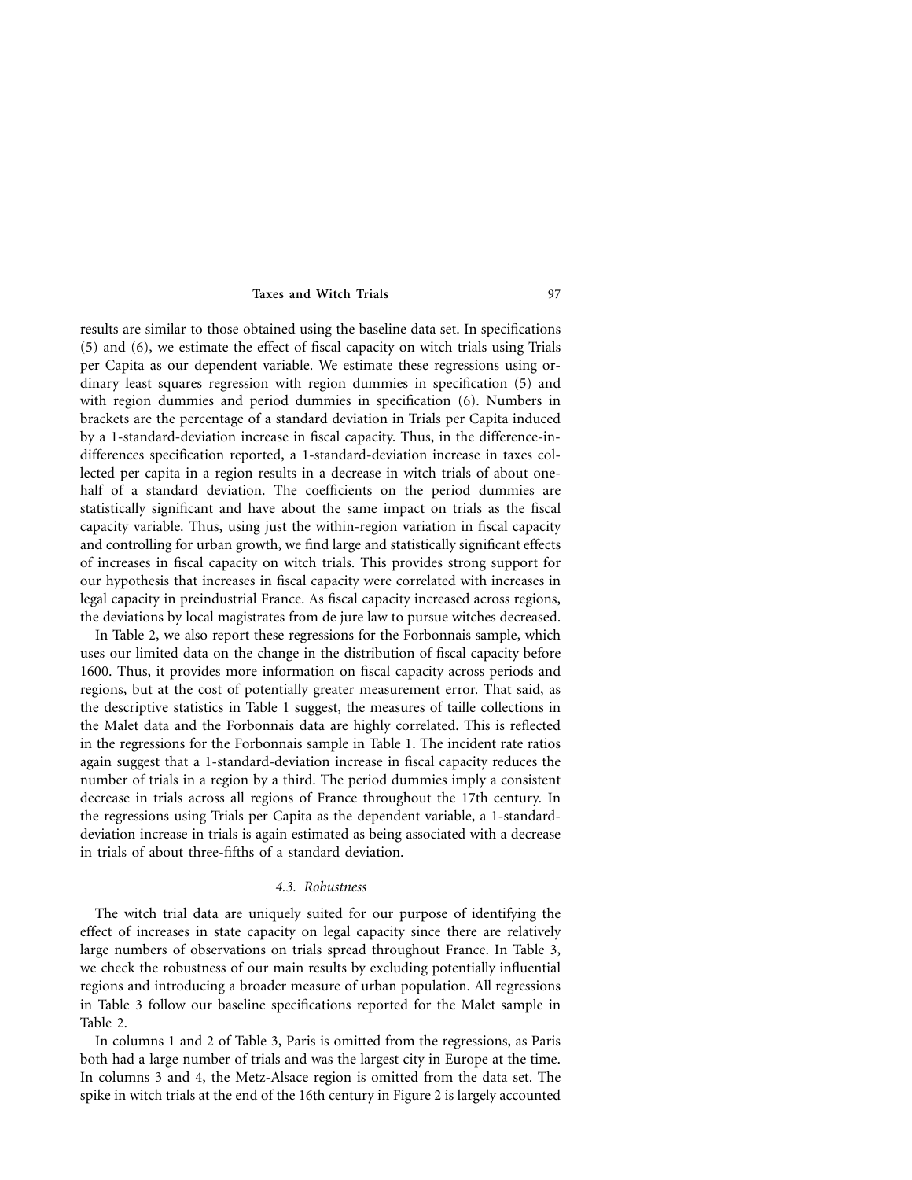results are similar to those obtained using the baseline data set. In specifications (5) and (6), we estimate the effect of fiscal capacity on witch trials using Trials per Capita as our dependent variable. We estimate these regressions using ordinary least squares regression with region dummies in specification (5) and with region dummies and period dummies in specification (6). Numbers in brackets are the percentage of a standard deviation in Trials per Capita induced by a 1-standard-deviation increase in fiscal capacity. Thus, in the difference-in-differences specification reported, a 1-standard-deviation increase in taxes collected per capita in a region results in a decrease in witch trials of about one-half of a standard deviation. The coefficients on the period dummies are statistically significant and have about the same impact on trials as the fiscal capacity variable. Thus, using just the within-region variation in fiscal capacity and controlling for urban growth, we find large and statistically significant effects of increases in fiscal capacity on witch trials. This provides strong support for our hypothesis that increases in fiscal capacity were correlated with increases in legal capacity in preindustrial France. As fiscal capacity increased across regions, the deviations by local magistrates from de jure law to pursue witches decreased.

In Table 2, we also report these regressions for the Forbonnais sample, which uses our limited data on the change in the distribution of fiscal capacity before 1600. Thus, it provides more information on fiscal capacity across periods and regions, but at the cost of potentially greater measurement error. That said, as the descriptive statistics in Table 1 suggest, the measures of taille collections in the Malet data and the Forbonnais data are highly correlated. This is reflected in the regressions for the Forbonnais sample in Table 1. The incident rate ratios again suggest that a 1-standard-deviation increase in fiscal capacity reduces the number of trials in a region by a third. The period dummies imply a consistent decrease in trials across all regions of France throughout the 17th century. In the regressions using Trials per Capita as the dependent variable, a 1-standard-deviation increase in trials is again estimated as being associated with a decrease in trials of about three-fifths of a standard deviation.

### 4.3. Robustness

The witch trial data are uniquely suited for our purpose of identifying the effect of increases in state capacity on legal capacity since there are relatively large numbers of observations on trials spread throughout France. In Table 3, we check the robustness of our main results by excluding potentially influential regions and introducing a broader measure of urban population. All regressions in Table 3 follow our baseline specifications reported for the Malet sample in Table 2.

In columns 1 and 2 of Table 3, Paris is omitted from the regressions, as Paris both had a large number of trials and was the largest city in Europe at the time. In columns 3 and 4, the Metz-Alsace region is omitted from the data set. The spike in witch trials at the end of the 16th century in Figure 2 is largely accounted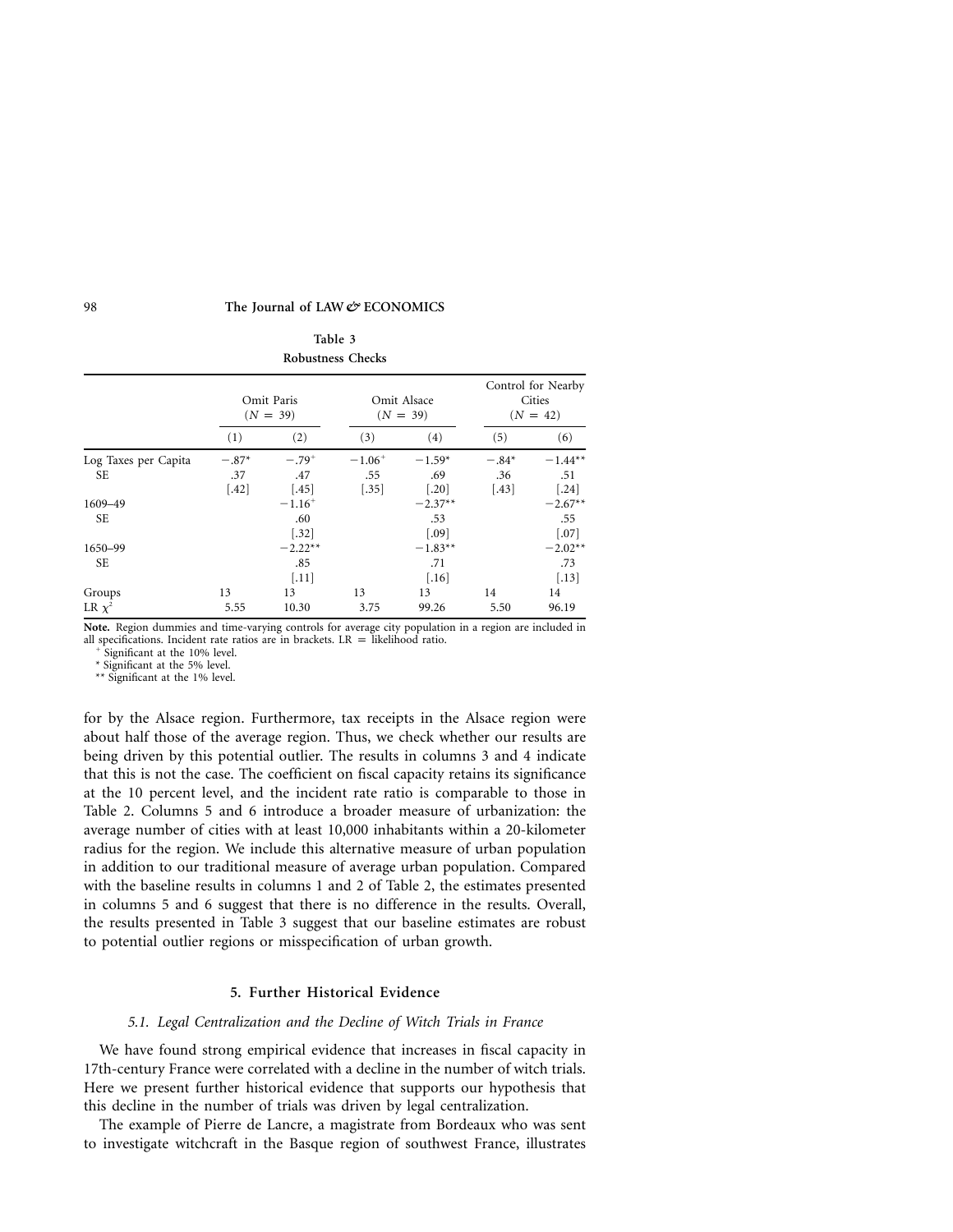**Table 3**
**Robustness Checks**

| | Omit Paris (N = 39) | | Omit Alsace (N = 39) | | Control for Nearby Cities (N = 42) | |
|---|---|---|---|---|---|---|
| | (1) | (2) | (3) | (4) | (5) | (6) |
| Log Taxes per Capita | −.87* | −.79+ | −1.06+ | −1.59* | −.84* | −1.44** |
| SE | .37 | .47 | .55 | .69 | .36 | .51 |
| | [.42] | [.45] | [.35] | [.20] | [.43] | [.24] |
| 1609–49 | | −1.16+ | | −2.37** | | −2.67** |
| SE | | .60 | | .53 | | .55 |
| | | [.32] | | [.09] | | [.07] |
| 1650–99 | | −2.22** | | −1.83** | | −2.02** |
| SE | | .85 | | .71 | | .73 |
| | | [.11] | | [.16] | | [.13] |
| Groups | 13 | 13 | 13 | 13 | 14 | 14 |
| LR $\chi^2$ | 5.55 | 10.30 | 3.75 | 99.26 | 5.50 | 96.19 |

**Note.** Region dummies and time-varying controls for average city population in a region are included in all specifications. Incident rate ratios are in brackets. LR = likelihood ratio.

+ Significant at the 10% level.

* Significant at the 5% level.

** Significant at the 1% level.

for by the Alsace region. Furthermore, tax receipts in the Alsace region were about half those of the average region. Thus, we check whether our results are being driven by this potential outlier. The results in columns 3 and 4 indicate that this is not the case. The coefficient on fiscal capacity retains its significance at the 10 percent level, and the incident rate ratio is comparable to those in Table 2. Columns 5 and 6 introduce a broader measure of urbanization: the average number of cities with at least 10,000 inhabitants within a 20-kilometer radius for the region. We include this alternative measure of urban population in addition to our traditional measure of average urban population. Compared with the baseline results in columns 1 and 2 of Table 2, the estimates presented in columns 5 and 6 suggest that there is no difference in the results. Overall, the results presented in Table 3 suggest that our baseline estimates are robust to potential outlier regions or misspecification of urban growth.

## 5. Further Historical Evidence

### *5.1. Legal Centralization and the Decline of Witch Trials in France*

We have found strong empirical evidence that increases in fiscal capacity in 17th-century France were correlated with a decline in the number of witch trials. Here we present further historical evidence that supports our hypothesis that this decline in the number of trials was driven by legal centralization.

The example of Pierre de Lancre, a magistrate from Bordeaux who was sent to investigate witchcraft in the Basque region of southwest France, illustrates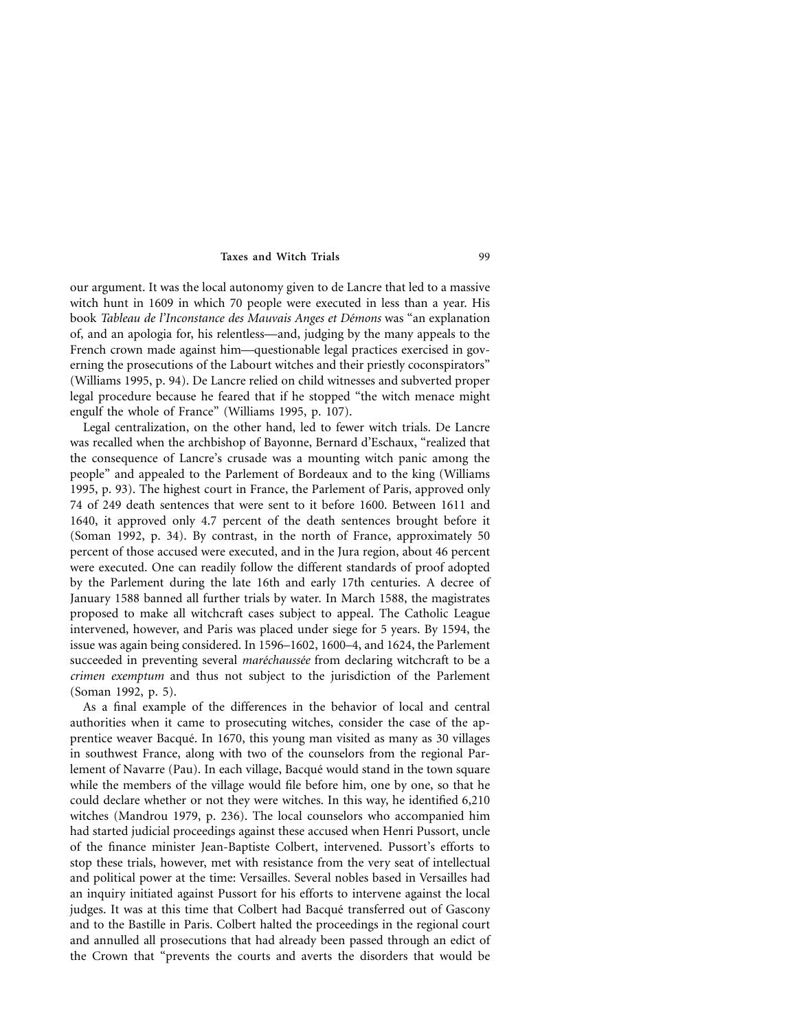our argument. It was the local autonomy given to de Lancre that led to a massive witch hunt in 1609 in which 70 people were executed in less than a year. His book *Tableau de l'Inconstance des Mauvais Anges et Démons* was "an explanation of, and an apologia for, his relentless—and, judging by the many appeals to the French crown made against him—questionable legal practices exercised in governing the prosecutions of the Labourt witches and their priestly coconspirators" (Williams 1995, p. 94). De Lancre relied on child witnesses and subverted proper legal procedure because he feared that if he stopped "the witch menace might engulf the whole of France" (Williams 1995, p. 107).

Legal centralization, on the other hand, led to fewer witch trials. De Lancre was recalled when the archbishop of Bayonne, Bernard d'Eschaux, "realized that the consequence of Lancre's crusade was a mounting witch panic among the people" and appealed to the Parlement of Bordeaux and to the king (Williams 1995, p. 93). The highest court in France, the Parlement of Paris, approved only 74 of 249 death sentences that were sent to it before 1600. Between 1611 and 1640, it approved only 4.7 percent of the death sentences brought before it (Soman 1992, p. 34). By contrast, in the north of France, approximately 50 percent of those accused were executed, and in the Jura region, about 46 percent were executed. One can readily follow the different standards of proof adopted by the Parlement during the late 16th and early 17th centuries. A decree of January 1588 banned all further trials by water. In March 1588, the magistrates proposed to make all witchcraft cases subject to appeal. The Catholic League intervened, however, and Paris was placed under siege for 5 years. By 1594, the issue was again being considered. In 1596–1602, 1600–4, and 1624, the Parlement succeeded in preventing several *maréchaussée* from declaring witchcraft to be a *crimen exemptum* and thus not subject to the jurisdiction of the Parlement (Soman 1992, p. 5).

As a final example of the differences in the behavior of local and central authorities when it came to prosecuting witches, consider the case of the apprentice weaver Bacqué. In 1670, this young man visited as many as 30 villages in southwest France, along with two of the counselors from the regional Parlement of Navarre (Pau). In each village, Bacqué would stand in the town square while the members of the village would file before him, one by one, so that he could declare whether or not they were witches. In this way, he identified 6,210 witches (Mandrou 1979, p. 236). The local counselors who accompanied him had started judicial proceedings against these accused when Henri Pussort, uncle of the finance minister Jean-Baptiste Colbert, intervened. Pussort's efforts to stop these trials, however, met with resistance from the very seat of intellectual and political power at the time: Versailles. Several nobles based in Versailles had an inquiry initiated against Pussort for his efforts to intervene against the local judges. It was at this time that Colbert had Bacqué transferred out of Gascony and to the Bastille in Paris. Colbert halted the proceedings in the regional court and annulled all prosecutions that had already been passed through an edict of the Crown that "prevents the courts and averts the disorders that would be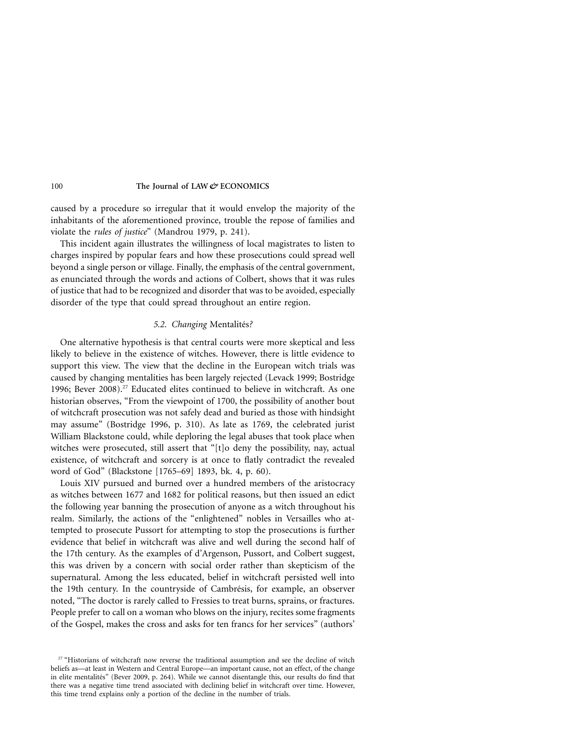caused by a procedure so irregular that it would envelop the majority of the inhabitants of the aforementioned province, trouble the repose of families and violate the *rules of justice*" (Mandrou 1979, p. 241).

This incident again illustrates the willingness of local magistrates to listen to charges inspired by popular fears and how these prosecutions could spread well beyond a single person or village. Finally, the emphasis of the central government, as enunciated through the words and actions of Colbert, shows that it was rules of justice that had to be recognized and disorder that was to be avoided, especially disorder of the type that could spread throughout an entire region.

### 5.2. *Changing* Mentalités*?*

One alternative hypothesis is that central courts were more skeptical and less likely to believe in the existence of witches. However, there is little evidence to support this view. The view that the decline in the European witch trials was caused by changing mentalities has been largely rejected (Levack 1999; Bostridge 1996; Bever 2008).[27] Educated elites continued to believe in witchcraft. As one historian observes, "From the viewpoint of 1700, the possibility of another bout of witchcraft prosecution was not safely dead and buried as those with hindsight may assume" (Bostridge 1996, p. 310). As late as 1769, the celebrated jurist William Blackstone could, while deploring the legal abuses that took place when witches were prosecuted, still assert that "[t]o deny the possibility, nay, actual existence, of witchcraft and sorcery is at once to flatly contradict the revealed word of God" (Blackstone [1765–69] 1893, bk. 4, p. 60).

Louis XIV pursued and burned over a hundred members of the aristocracy as witches between 1677 and 1682 for political reasons, but then issued an edict the following year banning the prosecution of anyone as a witch throughout his realm. Similarly, the actions of the "enlightened" nobles in Versailles who attempted to prosecute Pussort for attempting to stop the prosecutions is further evidence that belief in witchcraft was alive and well during the second half of the 17th century. As the examples of d'Argenson, Pussort, and Colbert suggest, this was driven by a concern with social order rather than skepticism of the supernatural. Among the less educated, belief in witchcraft persisted well into the 19th century. In the countryside of Cambrésis, for example, an observer noted, "The doctor is rarely called to Fressies to treat burns, sprains, or fractures. People prefer to call on a woman who blows on the injury, recites some fragments of the Gospel, makes the cross and asks for ten francs for her services" (authors'

[27] "Historians of witchcraft now reverse the traditional assumption and see the decline of witch beliefs as—at least in Western and Central Europe—an important cause, not an effect, of the change in elite mentalités" (Bever 2009, p. 264). While we cannot disentangle this, our results do find that there was a negative time trend associated with declining belief in witchcraft over time. However, this time trend explains only a portion of the decline in the number of trials.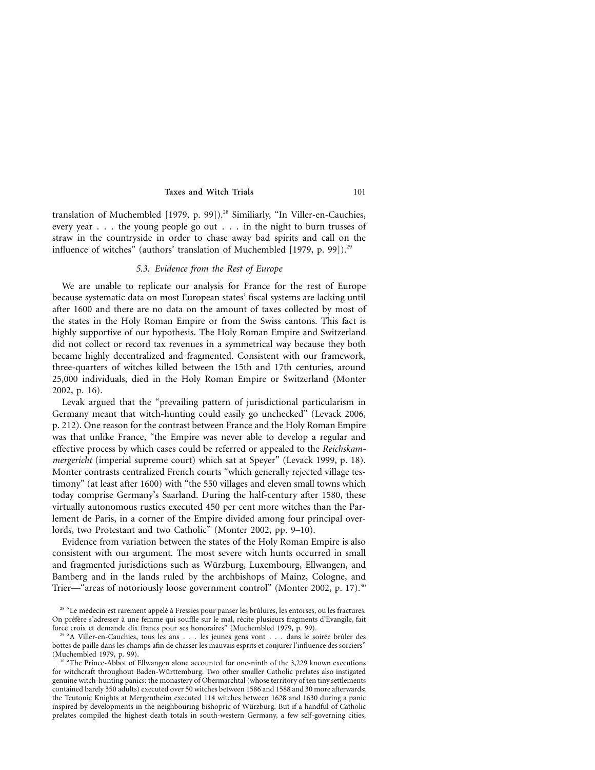translation of Muchembled [1979, p. 99]).[28] Similiarly, "In Viller-en-Cauchies, every year . . . the young people go out . . . in the night to burn trusses of straw in the countryside in order to chase away bad spirits and call on the influence of witches" (authors' translation of Muchembled [1979, p. 99]).[29]

### *5.3. Evidence from the Rest of Europe*

We are unable to replicate our analysis for France for the rest of Europe because systematic data on most European states' fiscal systems are lacking until after 1600 and there are no data on the amount of taxes collected by most of the states in the Holy Roman Empire or from the Swiss cantons. This fact is highly supportive of our hypothesis. The Holy Roman Empire and Switzerland did not collect or record tax revenues in a symmetrical way because they both became highly decentralized and fragmented. Consistent with our framework, three-quarters of witches killed between the 15th and 17th centuries, around 25,000 individuals, died in the Holy Roman Empire or Switzerland (Monter 2002, p. 16).

Levak argued that the "prevailing pattern of jurisdictional particularism in Germany meant that witch-hunting could easily go unchecked" (Levack 2006, p. 212). One reason for the contrast between France and the Holy Roman Empire was that unlike France, "the Empire was never able to develop a regular and effective process by which cases could be referred or appealed to the *Reichskammergericht* (imperial supreme court) which sat at Speyer" (Levack 1999, p. 18). Monter contrasts centralized French courts "which generally rejected village testimony" (at least after 1600) with "the 550 villages and eleven small towns which today comprise Germany's Saarland. During the half-century after 1580, these virtually autonomous rustics executed 450 per cent more witches than the Parlement de Paris, in a corner of the Empire divided among four principal overlords, two Protestant and two Catholic" (Monter 2002, pp. 9–10).

Evidence from variation between the states of the Holy Roman Empire is also consistent with our argument. The most severe witch hunts occurred in small and fragmented jurisdictions such as Würzburg, Luxembourg, Ellwangen, and Bamberg and in the lands ruled by the archbishops of Mainz, Cologne, and Trier—"areas of notoriously loose government control" (Monter 2002, p. 17).[30]

[28] "Le médecin est rarement appelé à Fressies pour panser les brûlures, les entorses, ou les fractures. On préfère s'adresser à une femme qui souffle sur le mal, récite plusieurs fragments d'Evangile, fait force croix et demande dix francs pour ses honoraires" (Muchembled 1979, p. 99).

[29] "A Viller-en-Cauchies, tous les ans . . . les jeunes gens vont . . . dans le soirée brûler des bottes de paille dans les champs afin de chasser les mauvais esprits et conjurer l'influence des sorciers" (Muchembled 1979, p. 99).

[30] "The Prince-Abbot of Ellwangen alone accounted for one-ninth of the 3,229 known executions for witchcraft throughout Baden-Württemburg. Two other smaller Catholic prelates also instigated genuine witch-hunting panics: the monastery of Obermarchtal (whose territory of ten tiny settlements contained barely 350 adults) executed over 50 witches between 1586 and 1588 and 30 more afterwards; the Teutonic Knights at Mergentheim executed 114 witches between 1628 and 1630 during a panic inspired by developments in the neighbouring bishopric of Würzburg. But if a handful of Catholic prelates compiled the highest death totals in south-western Germany, a few self-governing cities,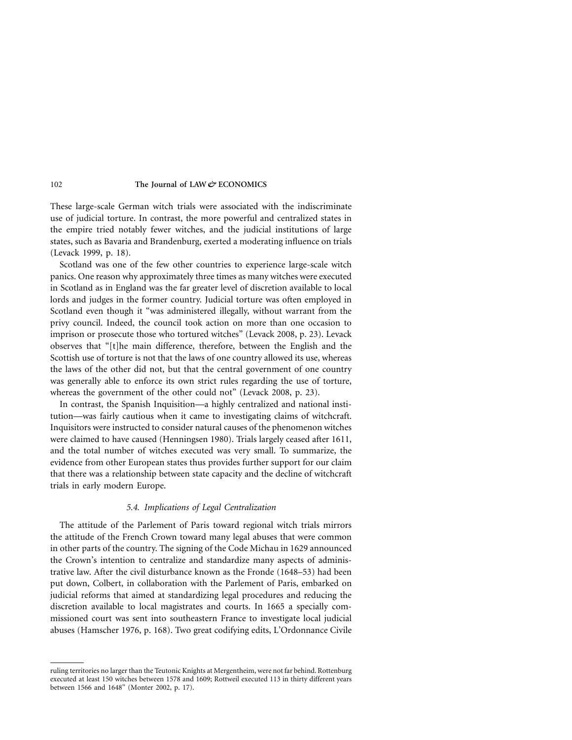These large-scale German witch trials were associated with the indiscriminate use of judicial torture. In contrast, the more powerful and centralized states in the empire tried notably fewer witches, and the judicial institutions of large states, such as Bavaria and Brandenburg, exerted a moderating influence on trials (Levack 1999, p. 18).

Scotland was one of the few other countries to experience large-scale witch panics. One reason why approximately three times as many witches were executed in Scotland as in England was the far greater level of discretion available to local lords and judges in the former country. Judicial torture was often employed in Scotland even though it "was administered illegally, without warrant from the privy council. Indeed, the council took action on more than one occasion to imprison or prosecute those who tortured witches" (Levack 2008, p. 23). Levack observes that "[t]he main difference, therefore, between the English and the Scottish use of torture is not that the laws of one country allowed its use, whereas the laws of the other did not, but that the central government of one country was generally able to enforce its own strict rules regarding the use of torture, whereas the government of the other could not" (Levack 2008, p. 23).

In contrast, the Spanish Inquisition—a highly centralized and national institution—was fairly cautious when it came to investigating claims of witchcraft. Inquisitors were instructed to consider natural causes of the phenomenon witches were claimed to have caused (Henningsen 1980). Trials largely ceased after 1611, and the total number of witches executed was very small. To summarize, the evidence from other European states thus provides further support for our claim that there was a relationship between state capacity and the decline of witchcraft trials in early modern Europe.

### *5.4. Implications of Legal Centralization*

The attitude of the Parlement of Paris toward regional witch trials mirrors the attitude of the French Crown toward many legal abuses that were common in other parts of the country. The signing of the Code Michau in 1629 announced the Crown's intention to centralize and standardize many aspects of administrative law. After the civil disturbance known as the Fronde (1648–53) had been put down, Colbert, in collaboration with the Parlement of Paris, embarked on judicial reforms that aimed at standardizing legal procedures and reducing the discretion available to local magistrates and courts. In 1665 a specially commissioned court was sent into southeastern France to investigate local judicial abuses (Hamscher 1976, p. 168). Two great codifying edits, L'Ordonnance Civile

---

ruling territories no larger than the Teutonic Knights at Mergentheim, were not far behind. Rottenburg executed at least 150 witches between 1578 and 1609; Rottweil executed 113 in thirty different years between 1566 and 1648" (Monter 2002, p. 17).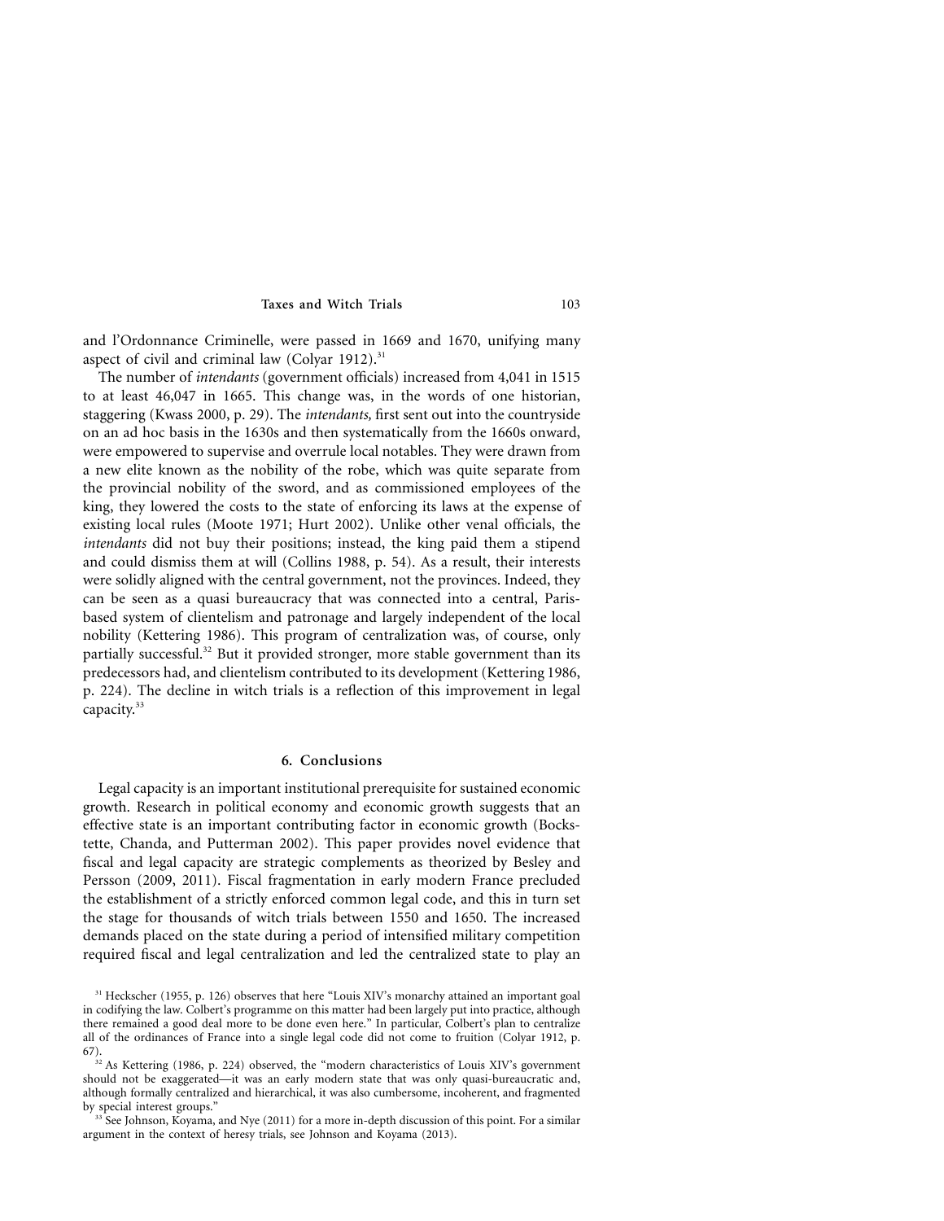and l'Ordonnance Criminelle, were passed in 1669 and 1670, unifying many aspect of civil and criminal law (Colyar 1912).[31]

The number of *intendants* (government officials) increased from 4,041 in 1515 to at least 46,047 in 1665. This change was, in the words of one historian, staggering (Kwass 2000, p. 29). The *intendants,* first sent out into the countryside on an ad hoc basis in the 1630s and then systematically from the 1660s onward, were empowered to supervise and overrule local notables. They were drawn from a new elite known as the nobility of the robe, which was quite separate from the provincial nobility of the sword, and as commissioned employees of the king, they lowered the costs to the state of enforcing its laws at the expense of existing local rules (Moote 1971; Hurt 2002). Unlike other venal officials, the *intendants* did not buy their positions; instead, the king paid them a stipend and could dismiss them at will (Collins 1988, p. 54). As a result, their interests were solidly aligned with the central government, not the provinces. Indeed, they can be seen as a quasi bureaucracy that was connected into a central, Paris-based system of clientelism and patronage and largely independent of the local nobility (Kettering 1986). This program of centralization was, of course, only partially successful.[32] But it provided stronger, more stable government than its predecessors had, and clientelism contributed to its development (Kettering 1986, p. 224). The decline in witch trials is a reflection of this improvement in legal capacity.[33]

## 6. Conclusions

Legal capacity is an important institutional prerequisite for sustained economic growth. Research in political economy and economic growth suggests that an effective state is an important contributing factor in economic growth (Bockstette, Chanda, and Putterman 2002). This paper provides novel evidence that fiscal and legal capacity are strategic complements as theorized by Besley and Persson (2009, 2011). Fiscal fragmentation in early modern France precluded the establishment of a strictly enforced common legal code, and this in turn set the stage for thousands of witch trials between 1550 and 1650. The increased demands placed on the state during a period of intensified military competition required fiscal and legal centralization and led the centralized state to play an

[31] Heckscher (1955, p. 126) observes that here "Louis XIV's monarchy attained an important goal in codifying the law. Colbert's programme on this matter had been largely put into practice, although there remained a good deal more to be done even here." In particular, Colbert's plan to centralize all of the ordinances of France into a single legal code did not come to fruition (Colyar 1912, p. 67).

[32] As Kettering (1986, p. 224) observed, the "modern characteristics of Louis XIV's government should not be exaggerated—it was an early modern state that was only quasi-bureaucratic and, although formally centralized and hierarchical, it was also cumbersome, incoherent, and fragmented by special interest groups."

[33] See Johnson, Koyama, and Nye (2011) for a more in-depth discussion of this point. For a similar argument in the context of heresy trials, see Johnson and Koyama (2013).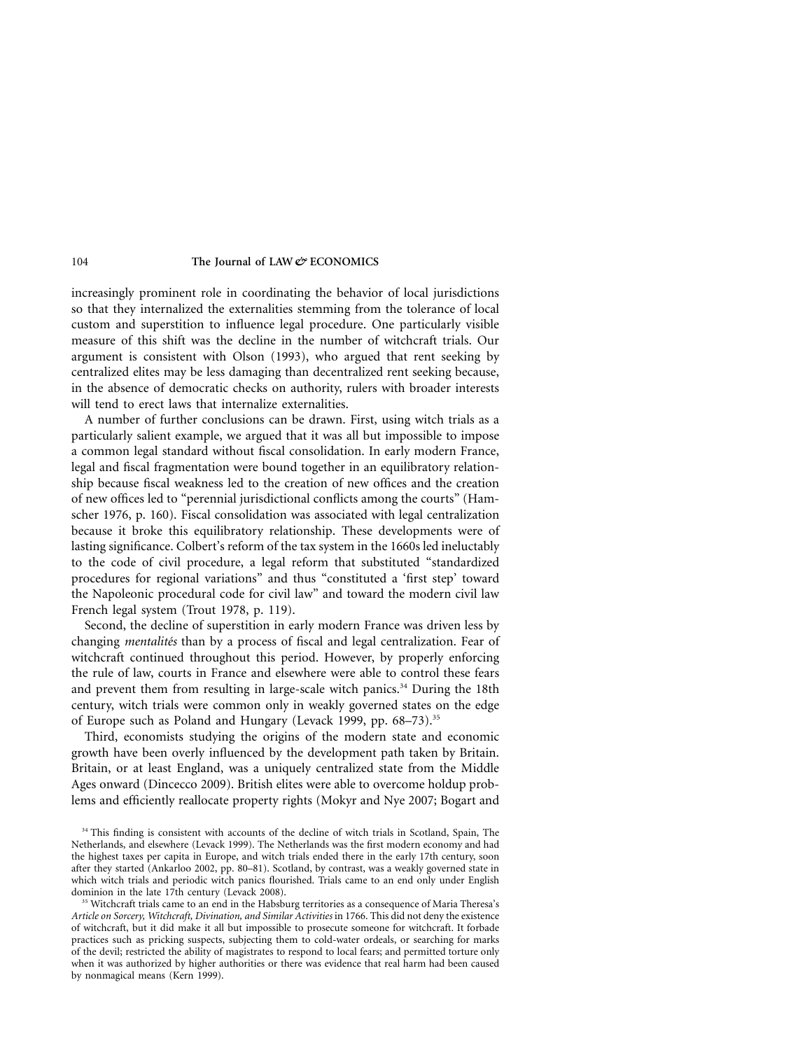increasingly prominent role in coordinating the behavior of local jurisdictions so that they internalized the externalities stemming from the tolerance of local custom and superstition to influence legal procedure. One particularly visible measure of this shift was the decline in the number of witchcraft trials. Our argument is consistent with Olson (1993), who argued that rent seeking by centralized elites may be less damaging than decentralized rent seeking because, in the absence of democratic checks on authority, rulers with broader interests will tend to erect laws that internalize externalities.

A number of further conclusions can be drawn. First, using witch trials as a particularly salient example, we argued that it was all but impossible to impose a common legal standard without fiscal consolidation. In early modern France, legal and fiscal fragmentation were bound together in an equilibratory relationship because fiscal weakness led to the creation of new offices and the creation of new offices led to "perennial jurisdictional conflicts among the courts" (Hamscher 1976, p. 160). Fiscal consolidation was associated with legal centralization because it broke this equilibratory relationship. These developments were of lasting significance. Colbert's reform of the tax system in the 1660s led ineluctably to the code of civil procedure, a legal reform that substituted "standardized procedures for regional variations" and thus "constituted a 'first step' toward the Napoleonic procedural code for civil law" and toward the modern civil law French legal system (Trout 1978, p. 119).

Second, the decline of superstition in early modern France was driven less by changing *mentalités* than by a process of fiscal and legal centralization. Fear of witchcraft continued throughout this period. However, by properly enforcing the rule of law, courts in France and elsewhere were able to control these fears and prevent them from resulting in large-scale witch panics.[34] During the 18th century, witch trials were common only in weakly governed states on the edge of Europe such as Poland and Hungary (Levack 1999, pp. 68–73).[35]

Third, economists studying the origins of the modern state and economic growth have been overly influenced by the development path taken by Britain. Britain, or at least England, was a uniquely centralized state from the Middle Ages onward (Dincecco 2009). British elites were able to overcome holdup problems and efficiently reallocate property rights (Mokyr and Nye 2007; Bogart and

[34] This finding is consistent with accounts of the decline of witch trials in Scotland, Spain, The Netherlands, and elsewhere (Levack 1999). The Netherlands was the first modern economy and had the highest taxes per capita in Europe, and witch trials ended there in the early 17th century, soon after they started (Ankarloo 2002, pp. 80–81). Scotland, by contrast, was a weakly governed state in which witch trials and periodic witch panics flourished. Trials came to an end only under English dominion in the late 17th century (Levack 2008).

[35] Witchcraft trials came to an end in the Habsburg territories as a consequence of Maria Theresa's *Article on Sorcery, Witchcraft, Divination, and Similar Activities* in 1766. This did not deny the existence of witchcraft, but it did make it all but impossible to prosecute someone for witchcraft. It forbade practices such as pricking suspects, subjecting them to cold-water ordeals, or searching for marks of the devil; restricted the ability of magistrates to respond to local fears; and permitted torture only when it was authorized by higher authorities or there was evidence that real harm had been caused by nonmagical means (Kern 1999).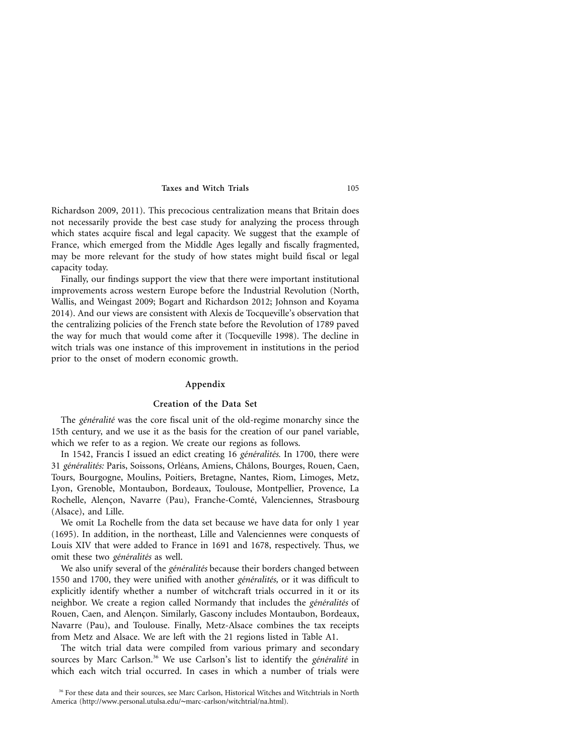Richardson 2009, 2011). This precocious centralization means that Britain does not necessarily provide the best case study for analyzing the process through which states acquire fiscal and legal capacity. We suggest that the example of France, which emerged from the Middle Ages legally and fiscally fragmented, may be more relevant for the study of how states might build fiscal or legal capacity today.

Finally, our findings support the view that there were important institutional improvements across western Europe before the Industrial Revolution (North, Wallis, and Weingast 2009; Bogart and Richardson 2012; Johnson and Koyama 2014). And our views are consistent with Alexis de Tocqueville's observation that the centralizing policies of the French state before the Revolution of 1789 paved the way for much that would come after it (Tocqueville 1998). The decline in witch trials was one instance of this improvement in institutions in the period prior to the onset of modern economic growth.

## Appendix

### Creation of the Data Set

The *généralité* was the core fiscal unit of the old-regime monarchy since the 15th century, and we use it as the basis for the creation of our panel variable, which we refer to as a region. We create our regions as follows.

In 1542, Francis I issued an edict creating 16 *généralités.* In 1700, there were 31 *généralités:* Paris, Soissons, Orléans, Amiens, Châlons, Bourges, Rouen, Caen, Tours, Bourgogne, Moulins, Poitiers, Bretagne, Nantes, Riom, Limoges, Metz, Lyon, Grenoble, Montaubon, Bordeaux, Toulouse, Montpellier, Provence, La Rochelle, Alençon, Navarre (Pau), Franche-Comté, Valenciennes, Strasbourg (Alsace), and Lille.

We omit La Rochelle from the data set because we have data for only 1 year (1695). In addition, in the northeast, Lille and Valenciennes were conquests of Louis XIV that were added to France in 1691 and 1678, respectively. Thus, we omit these two *généralités* as well.

We also unify several of the *généralités* because their borders changed between 1550 and 1700, they were unified with another *généralités,* or it was difficult to explicitly identify whether a number of witchcraft trials occurred in it or its neighbor. We create a region called Normandy that includes the *généralités* of Rouen, Caen, and Alençon. Similarly, Gascony includes Montaubon, Bordeaux, Navarre (Pau), and Toulouse. Finally, Metz-Alsace combines the tax receipts from Metz and Alsace. We are left with the 21 regions listed in Table A1.

The witch trial data were compiled from various primary and secondary sources by Marc Carlson.[36] We use Carlson's list to identify the *généralité* in which each witch trial occurred. In cases in which a number of trials were

[36] For these data and their sources, see Marc Carlson, Historical Witches and Witchtrials in North America (http://www.personal.utulsa.edu/~marc-carlson/witchtrial/na.html).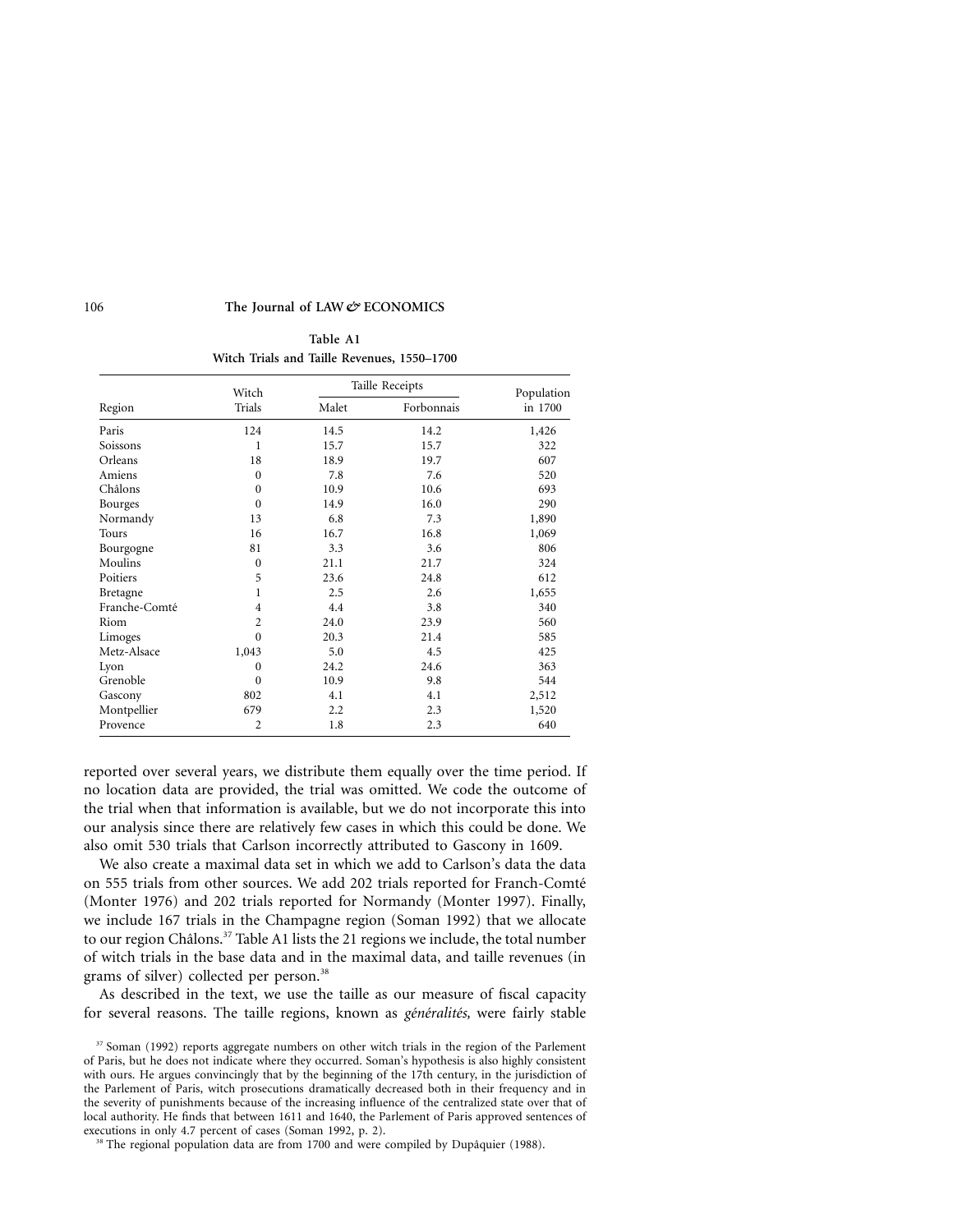Table A1

Witch Trials and Taille Revenues, 1550–1700

| Region | Witch Trials | Taille Receipts | | Population in 1700 |
|---|---|---|---|---|
| | | Malet | Forbonnais | |
| Paris | 124 | 14.5 | 14.2 | 1,426 |
| Soissons | 1 | 15.7 | 15.7 | 322 |
| Orleans | 18 | 18.9 | 19.7 | 607 |
| Amiens | 0 | 7.8 | 7.6 | 520 |
| Châlons | 0 | 10.9 | 10.6 | 693 |
| Bourges | 0 | 14.9 | 16.0 | 290 |
| Normandy | 13 | 6.8 | 7.3 | 1,890 |
| Tours | 16 | 16.7 | 16.8 | 1,069 |
| Bourgogne | 81 | 3.3 | 3.6 | 806 |
| Moulins | 0 | 21.1 | 21.7 | 324 |
| Poitiers | 5 | 23.6 | 24.8 | 612 |
| Bretagne | 1 | 2.5 | 2.6 | 1,655 |
| Franche-Comté | 4 | 4.4 | 3.8 | 340 |
| Riom | 2 | 24.0 | 23.9 | 560 |
| Limoges | 0 | 20.3 | 21.4 | 585 |
| Metz-Alsace | 1,043 | 5.0 | 4.5 | 425 |
| Lyon | 0 | 24.2 | 24.6 | 363 |
| Grenoble | 0 | 10.9 | 9.8 | 544 |
| Gascony | 802 | 4.1 | 4.1 | 2,512 |
| Montpellier | 679 | 2.2 | 2.3 | 1,520 |
| Provence | 2 | 1.8 | 2.3 | 640 |

reported over several years, we distribute them equally over the time period. If no location data are provided, the trial was omitted. We code the outcome of the trial when that information is available, but we do not incorporate this into our analysis since there are relatively few cases in which this could be done. We also omit 530 trials that Carlson incorrectly attributed to Gascony in 1609.

We also create a maximal data set in which we add to Carlson's data the data on 555 trials from other sources. We add 202 trials reported for Franch-Comté (Monter 1976) and 202 trials reported for Normandy (Monter 1997). Finally, we include 167 trials in the Champagne region (Soman 1992) that we allocate to our region Châlons.[37] Table A1 lists the 21 regions we include, the total number of witch trials in the base data and in the maximal data, and taille revenues (in grams of silver) collected per person.[38]

As described in the text, we use the taille as our measure of fiscal capacity for several reasons. The taille regions, known as *généralités,* were fairly stable

[37] Soman (1992) reports aggregate numbers on other witch trials in the region of the Parlement of Paris, but he does not indicate where they occurred. Soman's hypothesis is also highly consistent with ours. He argues convincingly that by the beginning of the 17th century, in the jurisdiction of the Parlement of Paris, witch prosecutions dramatically decreased both in their frequency and in the severity of punishments because of the increasing influence of the centralized state over that of local authority. He finds that between 1611 and 1640, the Parlement of Paris approved sentences of executions in only 4.7 percent of cases (Soman 1992, p. 2).

[38] The regional population data are from 1700 and were compiled by Dupâquier (1988).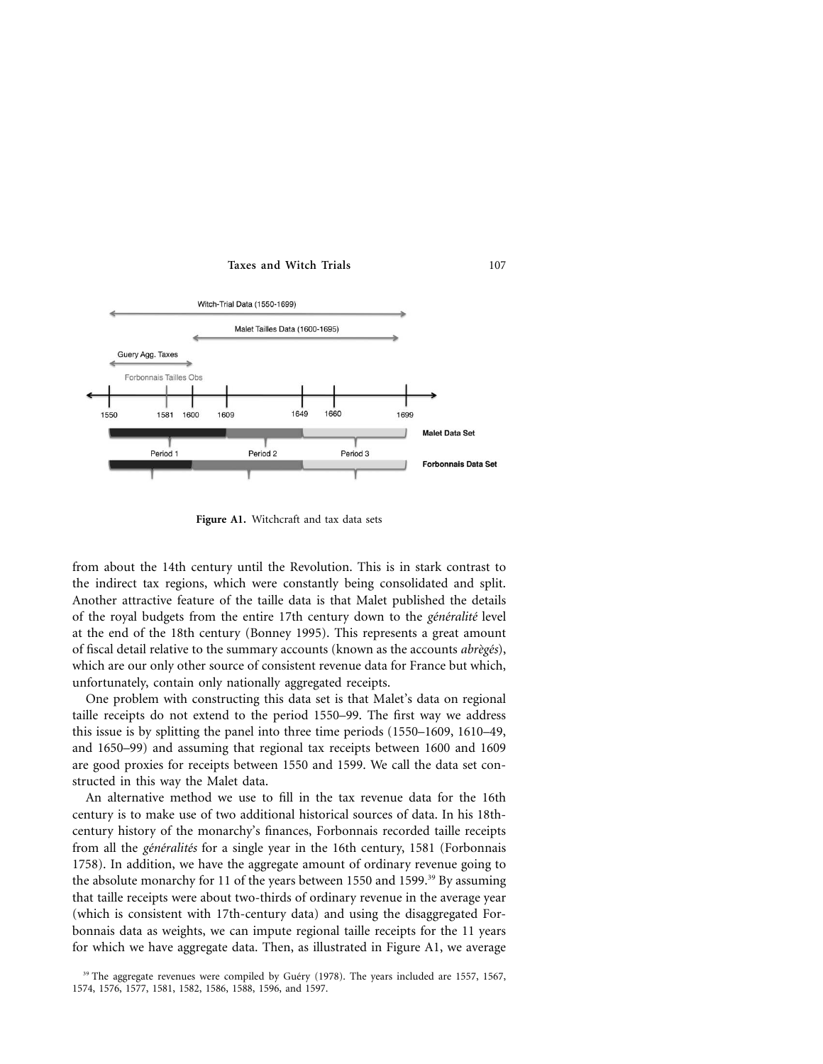Figure A1. Witchcraft and tax data sets

from about the 14th century until the Revolution. This is in stark contrast to the indirect tax regions, which were constantly being consolidated and split. Another attractive feature of the taille data is that Malet published the details of the royal budgets from the entire 17th century down to the *généralité* level at the end of the 18th century (Bonney 1995). This represents a great amount of fiscal detail relative to the summary accounts (known as the accounts *abrègés*), which are our only other source of consistent revenue data for France but which, unfortunately, contain only nationally aggregated receipts.

One problem with constructing this data set is that Malet's data on regional taille receipts do not extend to the period 1550–99. The first way we address this issue is by splitting the panel into three time periods (1550–1609, 1610–49, and 1650–99) and assuming that regional tax receipts between 1600 and 1609 are good proxies for receipts between 1550 and 1599. We call the data set constructed in this way the Malet data.

An alternative method we use to fill in the tax revenue data for the 16th century is to make use of two additional historical sources of data. In his 18th-century history of the monarchy's finances, Forbonnais recorded taille receipts from all the *généralités* for a single year in the 16th century, 1581 (Forbonnais 1758). In addition, we have the aggregate amount of ordinary revenue going to the absolute monarchy for 11 of the years between 1550 and 1599.[39] By assuming that taille receipts were about two-thirds of ordinary revenue in the average year (which is consistent with 17th-century data) and using the disaggregated Forbonnais data as weights, we can impute regional taille receipts for the 11 years for which we have aggregate data. Then, as illustrated in Figure A1, we average

[39] The aggregate revenues were compiled by Guéry (1978). The years included are 1557, 1567, 1574, 1576, 1577, 1581, 1582, 1586, 1588, 1596, and 1597.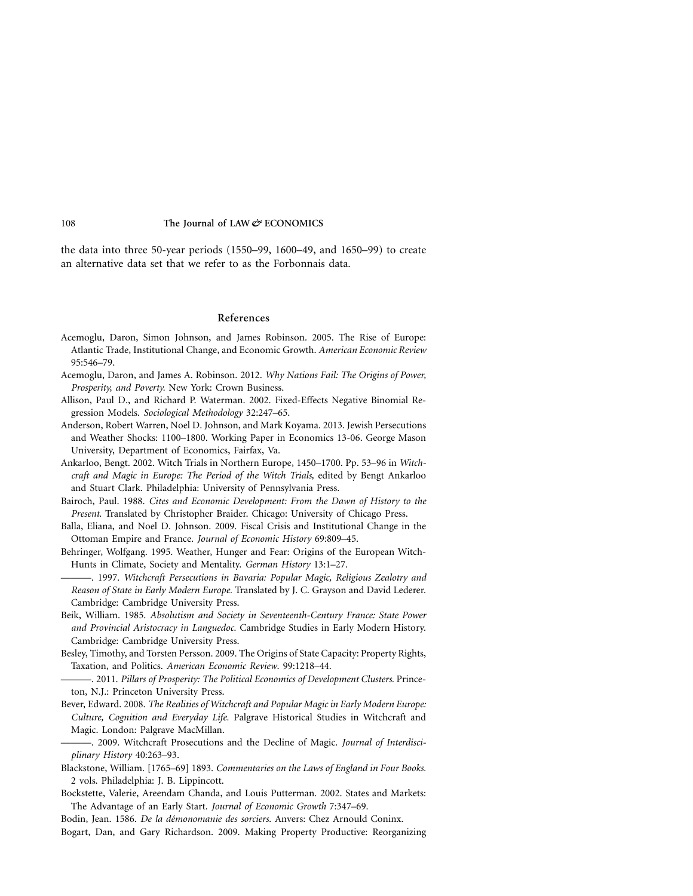the data into three 50-year periods (1550–99, 1600–49, and 1650–99) to create an alternative data set that we refer to as the Forbonnais data.

## References

Acemoglu, Daron, Simon Johnson, and James Robinson. 2005. The Rise of Europe: Atlantic Trade, Institutional Change, and Economic Growth. *American Economic Review* 95:546–79.

Acemoglu, Daron, and James A. Robinson. 2012. *Why Nations Fail: The Origins of Power, Prosperity, and Poverty.* New York: Crown Business.

Allison, Paul D., and Richard P. Waterman. 2002. Fixed-Effects Negative Binomial Regression Models. *Sociological Methodology* 32:247–65.

Anderson, Robert Warren, Noel D. Johnson, and Mark Koyama. 2013. Jewish Persecutions and Weather Shocks: 1100–1800. Working Paper in Economics 13-06. George Mason University, Department of Economics, Fairfax, Va.

Ankarloo, Bengt. 2002. Witch Trials in Northern Europe, 1450–1700. Pp. 53–96 in *Witchcraft and Magic in Europe: The Period of the Witch Trials,* edited by Bengt Ankarloo and Stuart Clark. Philadelphia: University of Pennsylvania Press.

Bairoch, Paul. 1988. *Cites and Economic Development: From the Dawn of History to the Present.* Translated by Christopher Braider. Chicago: University of Chicago Press.

Balla, Eliana, and Noel D. Johnson. 2009. Fiscal Crisis and Institutional Change in the Ottoman Empire and France. *Journal of Economic History* 69:809–45.

Behringer, Wolfgang. 1995. Weather, Hunger and Fear: Origins of the European Witch-Hunts in Climate, Society and Mentality. *German History* 13:1–27.

———. 1997. *Witchcraft Persecutions in Bavaria: Popular Magic, Religious Zealotry and Reason of State in Early Modern Europe.* Translated by J. C. Grayson and David Lederer. Cambridge: Cambridge University Press.

Beik, William. 1985. *Absolutism and Society in Seventeenth-Century France: State Power and Provincial Aristocracy in Languedoc.* Cambridge Studies in Early Modern History. Cambridge: Cambridge University Press.

Besley, Timothy, and Torsten Persson. 2009. The Origins of State Capacity: Property Rights, Taxation, and Politics. *American Economic Review.* 99:1218–44.

———. 2011. *Pillars of Prosperity: The Political Economics of Development Clusters.* Princeton, N.J.: Princeton University Press.

Bever, Edward. 2008. *The Realities of Witchcraft and Popular Magic in Early Modern Europe: Culture, Cognition and Everyday Life.* Palgrave Historical Studies in Witchcraft and Magic. London: Palgrave MacMillan.

———. 2009. Witchcraft Prosecutions and the Decline of Magic. *Journal of Interdisciplinary History* 40:263–93.

Blackstone, William. [1765–69] 1893. *Commentaries on the Laws of England in Four Books.* 2 vols. Philadelphia: J. B. Lippincott.

Bockstette, Valerie, Areendam Chanda, and Louis Putterman. 2002. States and Markets: The Advantage of an Early Start. *Journal of Economic Growth* 7:347–69.

Bodin, Jean. 1586. *De la démonomanie des sorciers.* Anvers: Chez Arnould Coninx.

Bogart, Dan, and Gary Richardson. 2009. Making Property Productive: Reorganizing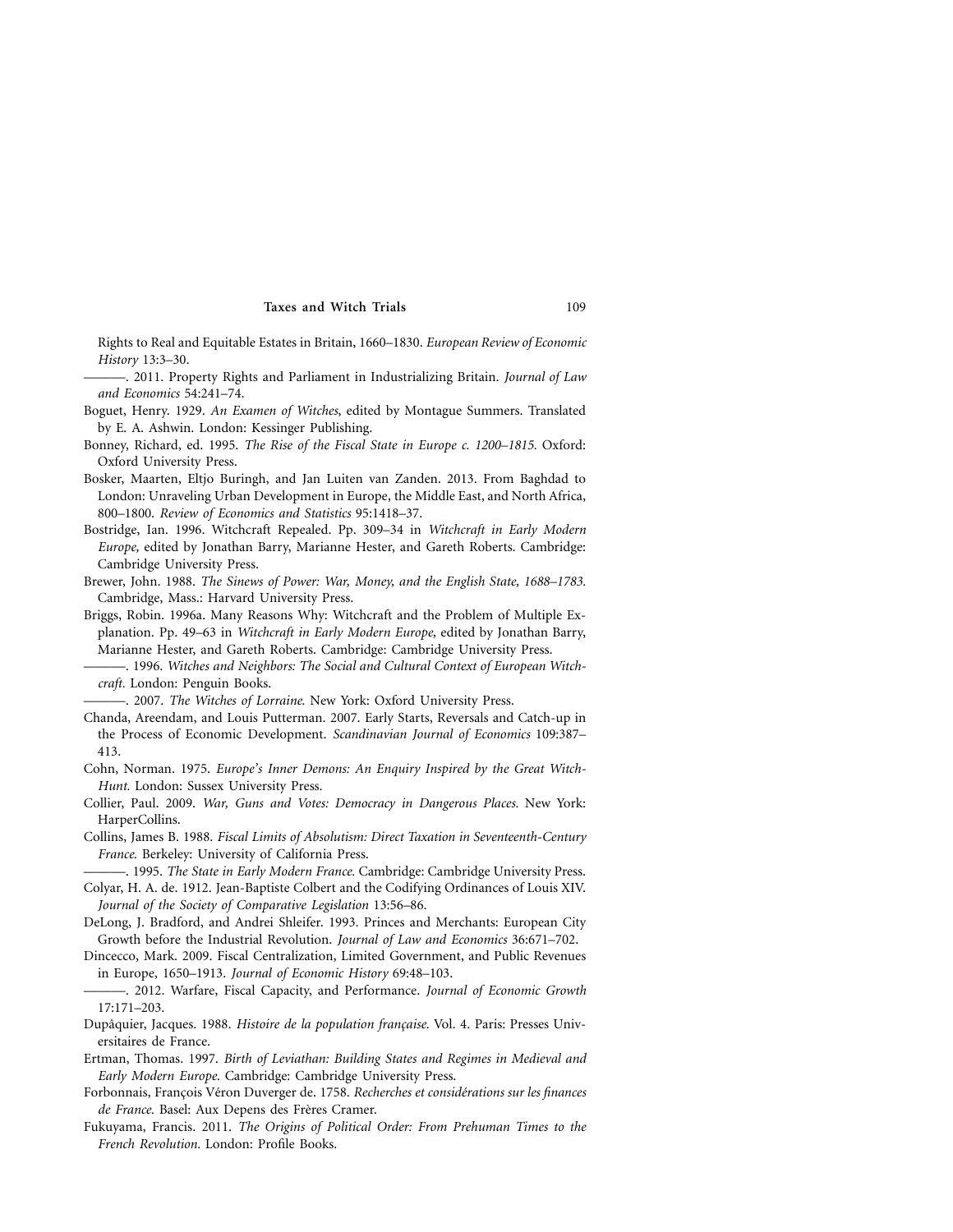Rights to Real and Equitable Estates in Britain, 1660–1830. *European Review of Economic History* 13:3–30.

———. 2011. Property Rights and Parliament in Industrializing Britain. *Journal of Law and Economics* 54:241–74.

Boguet, Henry. 1929. *An Examen of Witches*, edited by Montague Summers. Translated by E. A. Ashwin. London: Kessinger Publishing.

Bonney, Richard, ed. 1995. *The Rise of the Fiscal State in Europe c. 1200–1815.* Oxford: Oxford University Press.

Bosker, Maarten, Eltjo Buringh, and Jan Luiten van Zanden. 2013. From Baghdad to London: Unraveling Urban Development in Europe, the Middle East, and North Africa, 800–1800. *Review of Economics and Statistics* 95:1418–37.

Bostridge, Ian. 1996. Witchcraft Repealed. Pp. 309–34 in *Witchcraft in Early Modern Europe,* edited by Jonathan Barry, Marianne Hester, and Gareth Roberts. Cambridge: Cambridge University Press.

Brewer, John. 1988. *The Sinews of Power: War, Money, and the English State, 1688–1783.* Cambridge, Mass.: Harvard University Press.

Briggs, Robin. 1996a. Many Reasons Why: Witchcraft and the Problem of Multiple Explanation. Pp. 49–63 in *Witchcraft in Early Modern Europe,* edited by Jonathan Barry, Marianne Hester, and Gareth Roberts. Cambridge: Cambridge University Press.

———. 1996. *Witches and Neighbors: The Social and Cultural Context of European Witchcraft.* London: Penguin Books.

———. 2007. *The Witches of Lorraine.* New York: Oxford University Press.

Chanda, Areendam, and Louis Putterman. 2007. Early Starts, Reversals and Catch-up in the Process of Economic Development. *Scandinavian Journal of Economics* 109:387–413.

Cohn, Norman. 1975. *Europe's Inner Demons: An Enquiry Inspired by the Great Witch-Hunt.* London: Sussex University Press.

Collier, Paul. 2009. *War, Guns and Votes: Democracy in Dangerous Places.* New York: HarperCollins.

Collins, James B. 1988. *Fiscal Limits of Absolutism: Direct Taxation in Seventeenth-Century France.* Berkeley: University of California Press.

———. 1995. *The State in Early Modern France.* Cambridge: Cambridge University Press.

Colyar, H. A. de. 1912. Jean-Baptiste Colbert and the Codifying Ordinances of Louis XIV. *Journal of the Society of Comparative Legislation* 13:56–86.

DeLong, J. Bradford, and Andrei Shleifer. 1993. Princes and Merchants: European City Growth before the Industrial Revolution. *Journal of Law and Economics* 36:671–702.

Dincecco, Mark. 2009. Fiscal Centralization, Limited Government, and Public Revenues in Europe, 1650–1913. *Journal of Economic History* 69:48–103.

———. 2012. Warfare, Fiscal Capacity, and Performance. *Journal of Economic Growth* 17:171–203.

Dupâquier, Jacques. 1988. *Histoire de la population française.* Vol. 4. Paris: Presses Universitaires de France.

Ertman, Thomas. 1997. *Birth of Leviathan: Building States and Regimes in Medieval and Early Modern Europe.* Cambridge: Cambridge University Press.

Forbonnais, François Véron Duverger de. 1758. *Recherches et considérations sur les finances de France.* Basel: Aux Depens des Frères Cramer.

Fukuyama, Francis. 2011. *The Origins of Political Order: From Prehuman Times to the French Revolution.* London: Profile Books.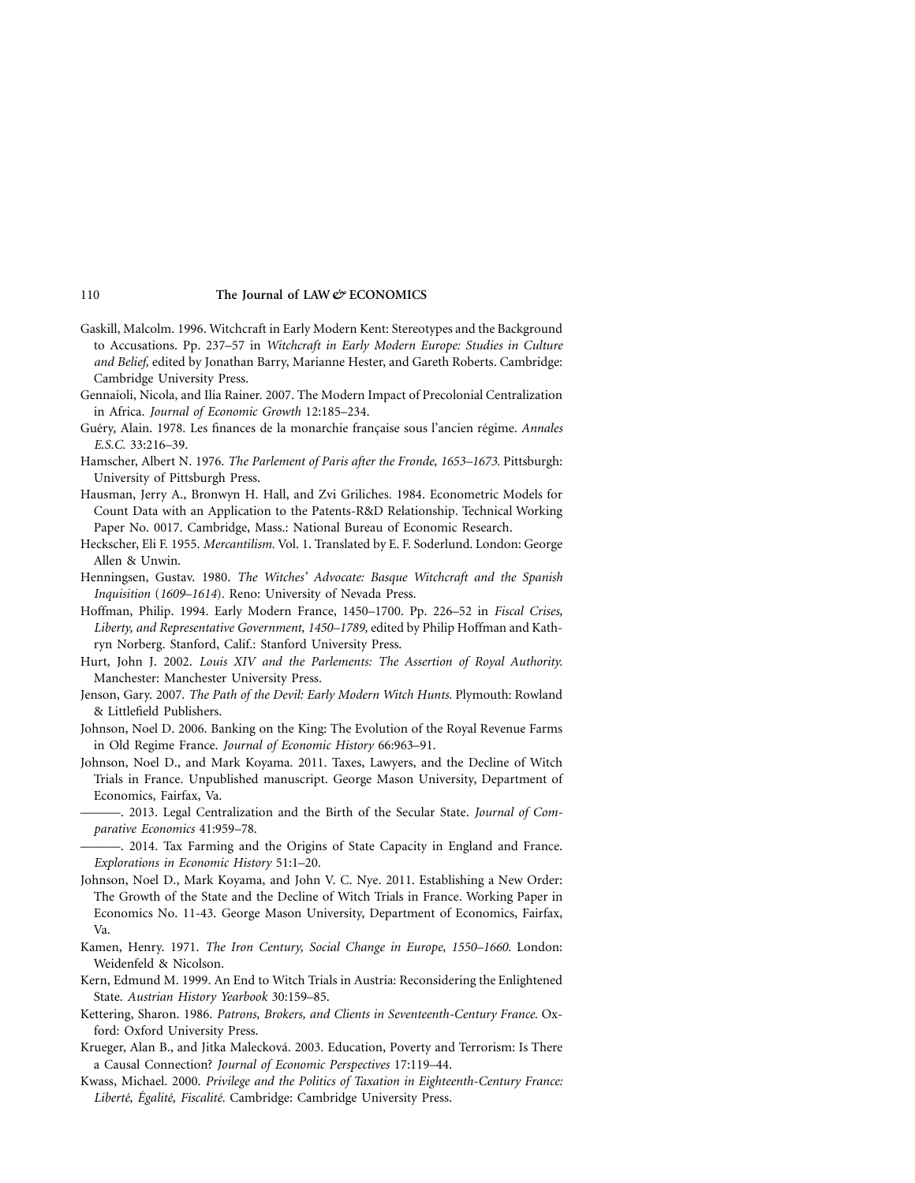Gaskill, Malcolm. 1996. Witchcraft in Early Modern Kent: Stereotypes and the Background to Accusations. Pp. 237–57 in *Witchcraft in Early Modern Europe: Studies in Culture and Belief,* edited by Jonathan Barry, Marianne Hester, and Gareth Roberts. Cambridge: Cambridge University Press.

Gennaioli, Nicola, and Ilia Rainer. 2007. The Modern Impact of Precolonial Centralization in Africa. *Journal of Economic Growth* 12:185–234.

Guéry, Alain. 1978. Les finances de la monarchie française sous l'ancien régime. *Annales E.S.C.* 33:216–39.

Hamscher, Albert N. 1976. *The Parlement of Paris after the Fronde, 1653–1673.* Pittsburgh: University of Pittsburgh Press.

Hausman, Jerry A., Bronwyn H. Hall, and Zvi Griliches. 1984. Econometric Models for Count Data with an Application to the Patents-R&D Relationship. Technical Working Paper No. 0017. Cambridge, Mass.: National Bureau of Economic Research.

Heckscher, Eli F. 1955. *Mercantilism.* Vol. 1. Translated by E. F. Soderlund. London: George Allen & Unwin.

Henningsen, Gustav. 1980. *The Witches' Advocate: Basque Witchcraft and the Spanish Inquisition* (*1609–1614*). Reno: University of Nevada Press.

Hoffman, Philip. 1994. Early Modern France, 1450–1700. Pp. 226–52 in *Fiscal Crises, Liberty, and Representative Government, 1450–1789,* edited by Philip Hoffman and Kathryn Norberg. Stanford, Calif.: Stanford University Press.

Hurt, John J. 2002. *Louis XIV and the Parlements: The Assertion of Royal Authority.* Manchester: Manchester University Press.

Jenson, Gary. 2007. *The Path of the Devil: Early Modern Witch Hunts.* Plymouth: Rowland & Littlefield Publishers.

Johnson, Noel D. 2006. Banking on the King: The Evolution of the Royal Revenue Farms in Old Regime France. *Journal of Economic History* 66:963–91.

Johnson, Noel D., and Mark Koyama. 2011. Taxes, Lawyers, and the Decline of Witch Trials in France. Unpublished manuscript. George Mason University, Department of Economics, Fairfax, Va.

———. 2013. Legal Centralization and the Birth of the Secular State. *Journal of Comparative Economics* 41:959–78.

———. 2014. Tax Farming and the Origins of State Capacity in England and France. *Explorations in Economic History* 51:1–20.

Johnson, Noel D., Mark Koyama, and John V. C. Nye. 2011. Establishing a New Order: The Growth of the State and the Decline of Witch Trials in France. Working Paper in Economics No. 11-43. George Mason University, Department of Economics, Fairfax, Va.

Kamen, Henry. 1971. *The Iron Century, Social Change in Europe, 1550–1660.* London: Weidenfeld & Nicolson.

Kern, Edmund M. 1999. An End to Witch Trials in Austria: Reconsidering the Enlightened State. *Austrian History Yearbook* 30:159–85.

Kettering, Sharon. 1986. *Patrons, Brokers, and Clients in Seventeenth-Century France.* Oxford: Oxford University Press.

Krueger, Alan B., and Jitka Malecková. 2003. Education, Poverty and Terrorism: Is There a Causal Connection? *Journal of Economic Perspectives* 17:119–44.

Kwass, Michael. 2000. *Privilege and the Politics of Taxation in Eighteenth-Century France: Liberté, Égalité, Fiscalité.* Cambridge: Cambridge University Press.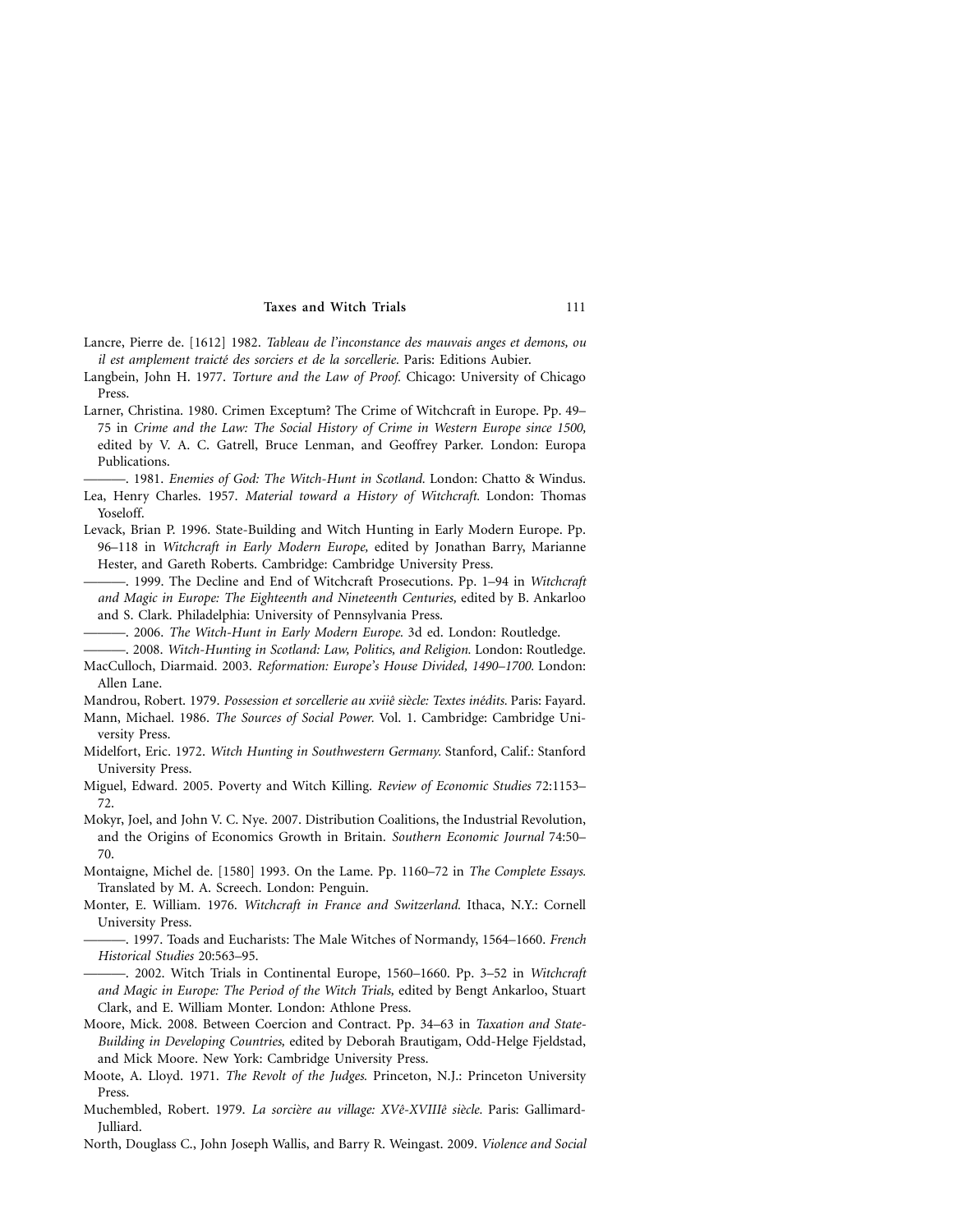Lancre, Pierre de. [1612] 1982. *Tableau de l'inconstance des mauvais anges et demons, ou il est amplement traicté des sorciers et de la sorcellerie.* Paris: Editions Aubier.

Langbein, John H. 1977. *Torture and the Law of Proof.* Chicago: University of Chicago Press.

Larner, Christina. 1980. Crimen Exceptum? The Crime of Witchcraft in Europe. Pp. 49–75 in *Crime and the Law: The Social History of Crime in Western Europe since 1500,* edited by V. A. C. Gatrell, Bruce Lenman, and Geoffrey Parker. London: Europa Publications.

———. 1981. *Enemies of God: The Witch-Hunt in Scotland.* London: Chatto & Windus.

Lea, Henry Charles. 1957. *Material toward a History of Witchcraft.* London: Thomas Yoseloff.

Levack, Brian P. 1996. State-Building and Witch Hunting in Early Modern Europe. Pp. 96–118 in *Witchcraft in Early Modern Europe,* edited by Jonathan Barry, Marianne Hester, and Gareth Roberts. Cambridge: Cambridge University Press.

———. 1999. The Decline and End of Witchcraft Prosecutions. Pp. 1–94 in *Witchcraft and Magic in Europe: The Eighteenth and Nineteenth Centuries,* edited by B. Ankarloo and S. Clark. Philadelphia: University of Pennsylvania Press.

———. 2006. *The Witch-Hunt in Early Modern Europe.* 3d ed. London: Routledge.

———. 2008. *Witch-Hunting in Scotland: Law, Politics, and Religion.* London: Routledge.

MacCulloch, Diarmaid. 2003. *Reformation: Europe's House Divided, 1490–1700.* London: Allen Lane.

Mandrou, Robert. 1979. *Possession et sorcellerie au xviiê siècle: Textes inédits.* Paris: Fayard.

Mann, Michael. 1986. *The Sources of Social Power.* Vol. 1. Cambridge: Cambridge University Press.

Midelfort, Eric. 1972. *Witch Hunting in Southwestern Germany.* Stanford, Calif.: Stanford University Press.

Miguel, Edward. 2005. Poverty and Witch Killing. *Review of Economic Studies* 72:1153–72.

Mokyr, Joel, and John V. C. Nye. 2007. Distribution Coalitions, the Industrial Revolution, and the Origins of Economics Growth in Britain. *Southern Economic Journal* 74:50–70.

Montaigne, Michel de. [1580] 1993. On the Lame. Pp. 1160–72 in *The Complete Essays.* Translated by M. A. Screech. London: Penguin.

Monter, E. William. 1976. *Witchcraft in France and Switzerland.* Ithaca, N.Y.: Cornell University Press.

———. 1997. Toads and Eucharists: The Male Witches of Normandy, 1564–1660. *French Historical Studies* 20:563–95.

———. 2002. Witch Trials in Continental Europe, 1560–1660. Pp. 3–52 in *Witchcraft and Magic in Europe: The Period of the Witch Trials,* edited by Bengt Ankarloo, Stuart Clark, and E. William Monter. London: Athlone Press.

Moore, Mick. 2008. Between Coercion and Contract. Pp. 34–63 in *Taxation and State-Building in Developing Countries,* edited by Deborah Brautigam, Odd-Helge Fjeldstad, and Mick Moore. New York: Cambridge University Press.

Moote, A. Lloyd. 1971. *The Revolt of the Judges.* Princeton, N.J.: Princeton University Press.

Muchembled, Robert. 1979. *La sorcière au village: XVê-XVIIIê siècle.* Paris: Gallimard-Julliard.

North, Douglass C., John Joseph Wallis, and Barry R. Weingast. 2009. *Violence and Social*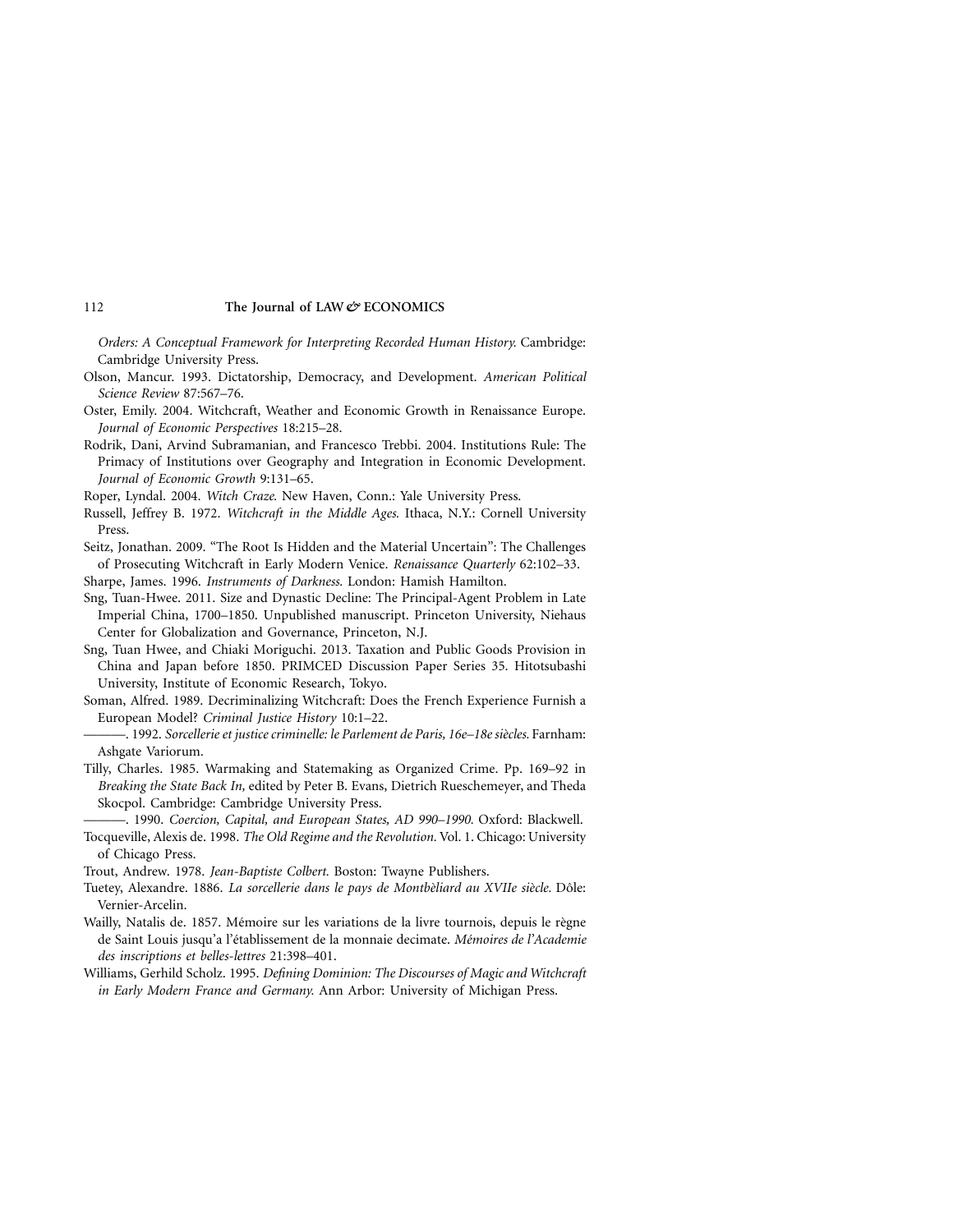*Orders: A Conceptual Framework for Interpreting Recorded Human History.* Cambridge: Cambridge University Press.

Olson, Mancur. 1993. Dictatorship, Democracy, and Development. *American Political Science Review* 87:567–76.

Oster, Emily. 2004. Witchcraft, Weather and Economic Growth in Renaissance Europe. *Journal of Economic Perspectives* 18:215–28.

Rodrik, Dani, Arvind Subramanian, and Francesco Trebbi. 2004. Institutions Rule: The Primacy of Institutions over Geography and Integration in Economic Development. *Journal of Economic Growth* 9:131–65.

Roper, Lyndal. 2004. *Witch Craze.* New Haven, Conn.: Yale University Press.

Russell, Jeffrey B. 1972. *Witchcraft in the Middle Ages.* Ithaca, N.Y.: Cornell University Press.

Seitz, Jonathan. 2009. "The Root Is Hidden and the Material Uncertain": The Challenges of Prosecuting Witchcraft in Early Modern Venice. *Renaissance Quarterly* 62:102–33.

Sharpe, James. 1996. *Instruments of Darkness.* London: Hamish Hamilton.

Sng, Tuan-Hwee. 2011. Size and Dynastic Decline: The Principal-Agent Problem in Late Imperial China, 1700–1850. Unpublished manuscript. Princeton University, Niehaus Center for Globalization and Governance, Princeton, N.J.

Sng, Tuan Hwee, and Chiaki Moriguchi. 2013. Taxation and Public Goods Provision in China and Japan before 1850. PRIMCED Discussion Paper Series 35. Hitotsubashi University, Institute of Economic Research, Tokyo.

Soman, Alfred. 1989. Decriminalizing Witchcraft: Does the French Experience Furnish a European Model? *Criminal Justice History* 10:1–22.

———. 1992. *Sorcellerie et justice criminelle: le Parlement de Paris, 16e–18e siècles.* Farnham: Ashgate Variorum.

Tilly, Charles. 1985. Warmaking and Statemaking as Organized Crime. Pp. 169–92 in *Breaking the State Back In,* edited by Peter B. Evans, Dietrich Rueschemeyer, and Theda Skocpol. Cambridge: Cambridge University Press.

———. 1990. *Coercion, Capital, and European States, AD 990–1990.* Oxford: Blackwell.

Tocqueville, Alexis de. 1998. *The Old Regime and the Revolution.* Vol. 1. Chicago: University of Chicago Press.

Trout, Andrew. 1978. *Jean-Baptiste Colbert.* Boston: Twayne Publishers.

Tuetey, Alexandre. 1886. *La sorcellerie dans le pays de Montbèliard au XVIIe siècle.* Dôle: Vernier-Arcelin.

Wailly, Natalis de. 1857. Mémoire sur les variations de la livre tournois, depuis le règne de Saint Louis jusqu'a l'établissement de la monnaie decimate. *Mémoires de l'Academie des inscriptions et belles-lettres* 21:398–401.

Williams, Gerhild Scholz. 1995. *Defining Dominion: The Discourses of Magic and Witchcraft in Early Modern France and Germany.* Ann Arbor: University of Michigan Press.